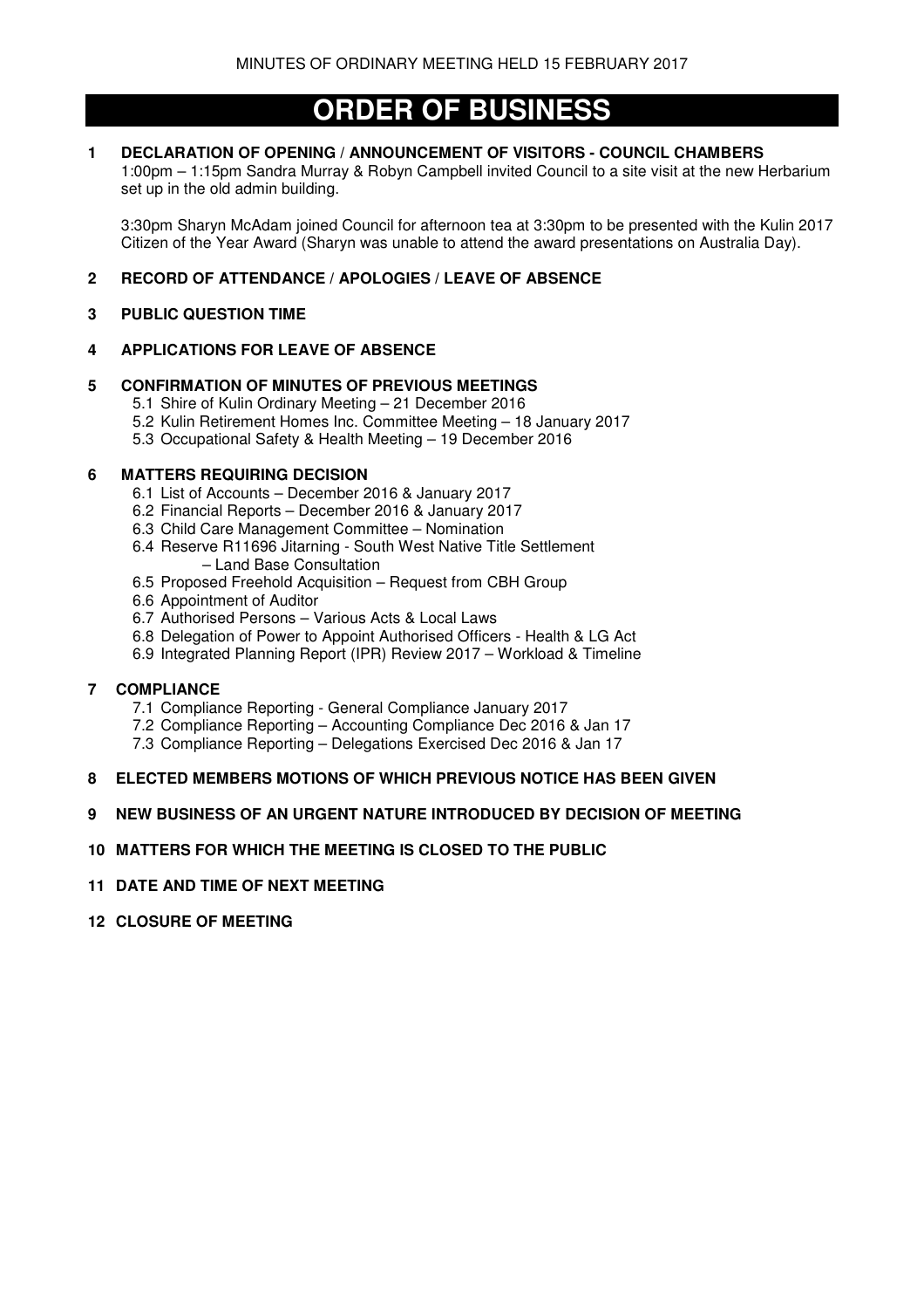# ORDER OF BUSINESS

**1 DECLARATION OF OPENING / ANNOUNCEMENT OF VISITORS - COUNCIL CHAMBERS**

1:00pm – 1:15pm Sandra Murray & Robyn Campbell invited Council to a site visit at the new Herbarium set up in the old admin building.

3:30pm Sharyn McAdam joined Council for afternoon tea at 3:30pm to be presented with the Kulin 2017 Citizen of the Year Award (Sharyn was unable to attend the award presentations on Australia Day).

**2 RECORD OF ATTENDANCE / APOLOGIES / LEAVE OF ABSENCE**

**3 PUBLIC QUESTION TIME**

**4 APPLICATIONS FOR LEAVE OF ABSENCE**

**5 CONFIRMATION OF MINUTES OF PREVIOUS MEETINGS**

- 5.1 Shire of Kulin Ordinary Meeting – 21 December 2016
- 5.2 Kulin Retirement Homes Inc. Committee Meeting – 18 January 2017
- 5.3 Occupational Safety & Health Meeting – 19 December 2016

**6 MATTERS REQUIRING DECISION**

- 6.1 List of Accounts – December 2016 & January 2017
- 6.2 Financial Reports – December 2016 & January 2017
- 6.3 Child Care Management Committee – Nomination
- 6.4 Reserve R11696 Jitarning - South West Native Title Settlement – Land Base Consultation
- 6.5 Proposed Freehold Acquisition – Request from CBH Group
- 6.6 Appointment of Auditor
- 6.7 Authorised Persons – Various Acts & Local Laws
- 6.8 Delegation of Power to Appoint Authorised Officers - Health & LG Act
- 6.9 Integrated Planning Report (IPR) Review 2017 – Workload & Timeline

**7 COMPLIANCE**

- 7.1 Compliance Reporting - General Compliance January 2017
- 7.2 Compliance Reporting – Accounting Compliance Dec 2016 & Jan 17
- 7.3 Compliance Reporting – Delegations Exercised Dec 2016 & Jan 17

**8 ELECTED MEMBERS MOTIONS OF WHICH PREVIOUS NOTICE HAS BEEN GIVEN**

**9 NEW BUSINESS OF AN URGENT NATURE INTRODUCED BY DECISION OF MEETING**

**10 MATTERS FOR WHICH THE MEETING IS CLOSED TO THE PUBLIC**

**11 DATE AND TIME OF NEXT MEETING**

**12 CLOSURE OF MEETING**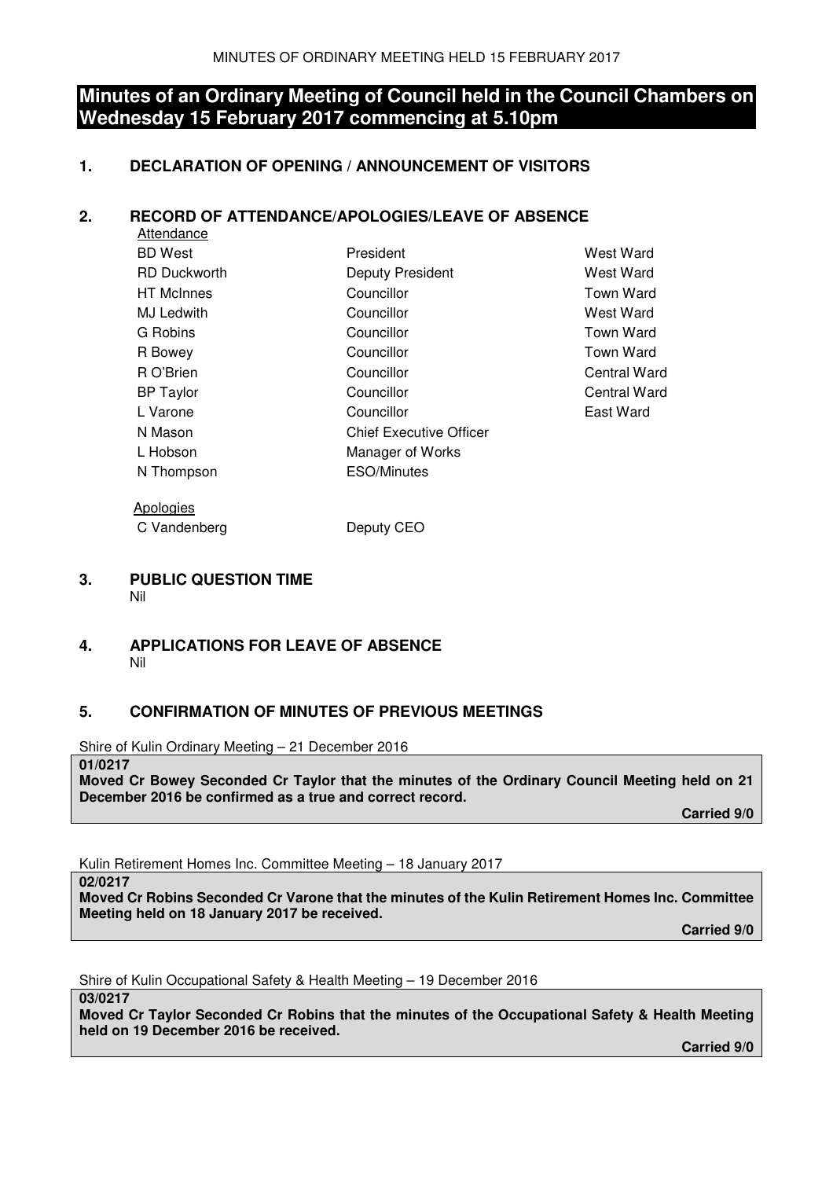# Minutes of an Ordinary Meeting of Council held in the Council Chambers on Wednesday 15 February 2017 commencing at 5.10pm

## 1. DECLARATION OF OPENING / ANNOUNCEMENT OF VISITORS

## 2. RECORD OF ATTENDANCE/APOLOGIES/LEAVE OF ABSENCE

Attendance

| | | |
|---|---|---|
| BD West | President | West Ward |
| RD Duckworth | Deputy President | West Ward |
| HT McInnes | Councillor | Town Ward |
| MJ Ledwith | Councillor | West Ward |
| G Robins | Councillor | Town Ward |
| R Bowey | Councillor | Town Ward |
| R O'Brien | Councillor | Central Ward |
| BP Taylor | Councillor | Central Ward |
| L Varone | Councillor | East Ward |
| N Mason | Chief Executive Officer | |
| L Hobson | Manager of Works | |
| N Thompson | ESO/Minutes | |

Apologies

| | |
|---|---|
| C Vandenberg | Deputy CEO |

## 3. PUBLIC QUESTION TIME

Nil

## 4. APPLICATIONS FOR LEAVE OF ABSENCE

Nil

## 5. CONFIRMATION OF MINUTES OF PREVIOUS MEETINGS

Shire of Kulin Ordinary Meeting – 21 December 2016

**01/0217**
**Moved Cr Bowey Seconded Cr Taylor that the minutes of the Ordinary Council Meeting held on 21 December 2016 be confirmed as a true and correct record.**

**Carried 9/0**

Kulin Retirement Homes Inc. Committee Meeting – 18 January 2017

**02/0217**
**Moved Cr Robins Seconded Cr Varone that the minutes of the Kulin Retirement Homes Inc. Committee Meeting held on 18 January 2017 be received.**

**Carried 9/0**

Shire of Kulin Occupational Safety & Health Meeting – 19 December 2016

**03/0217**
**Moved Cr Taylor Seconded Cr Robins that the minutes of the Occupational Safety & Health Meeting held on 19 December 2016 be received.**

**Carried 9/0**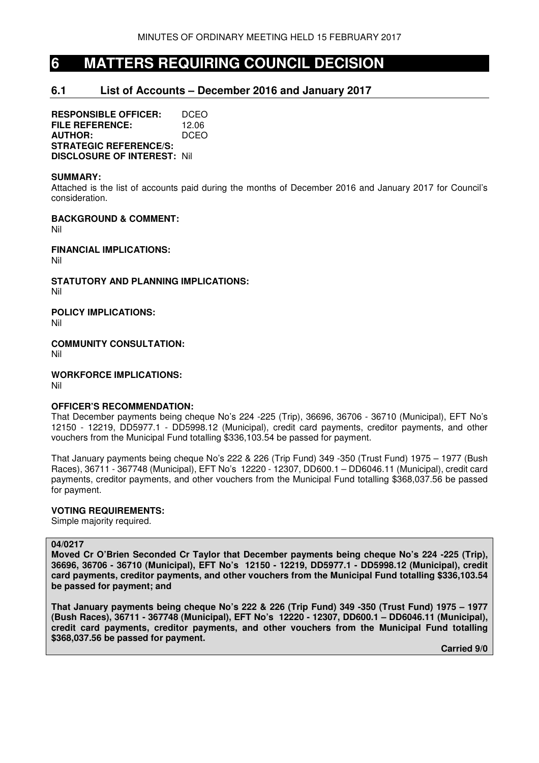# 6 MATTERS REQUIRING COUNCIL DECISION

## 6.1 List of Accounts – December 2016 and January 2017

**RESPONSIBLE OFFICER:** DCEO
**FILE REFERENCE:** 12.06
**AUTHOR:** DCEO
**STRATEGIC REFERENCE/S:**
**DISCLOSURE OF INTEREST:** Nil

**SUMMARY:**
Attached is the list of accounts paid during the months of December 2016 and January 2017 for Council's consideration.

**BACKGROUND & COMMENT:**
Nil

**FINANCIAL IMPLICATIONS:**
Nil

**STATUTORY AND PLANNING IMPLICATIONS:**
Nil

**POLICY IMPLICATIONS:**
Nil

**COMMUNITY CONSULTATION:**
Nil

**WORKFORCE IMPLICATIONS:**
Nil

**OFFICER'S RECOMMENDATION:**
That December payments being cheque No's 224 -225 (Trip), 36696, 36706 - 36710 (Municipal), EFT No's 12150 - 12219, DD5977.1 - DD5998.12 (Municipal), credit card payments, creditor payments, and other vouchers from the Municipal Fund totalling $336,103.54 be passed for payment.

That January payments being cheque No's 222 & 226 (Trip Fund) 349 -350 (Trust Fund) 1975 – 1977 (Bush Races), 36711 - 367748 (Municipal), EFT No's 12220 - 12307, DD600.1 – DD6046.11 (Municipal), credit card payments, creditor payments, and other vouchers from the Municipal Fund totalling $368,037.56 be passed for payment.

**VOTING REQUIREMENTS:**
Simple majority required.

**04/0217**
**Moved Cr O'Brien Seconded Cr Taylor that December payments being cheque No's 224 -225 (Trip), 36696, 36706 - 36710 (Municipal), EFT No's 12150 - 12219, DD5977.1 - DD5998.12 (Municipal), credit card payments, creditor payments, and other vouchers from the Municipal Fund totalling $336,103.54 be passed for payment; and**

**That January payments being cheque No's 222 & 226 (Trip Fund) 349 -350 (Trust Fund) 1975 – 1977 (Bush Races), 36711 - 367748 (Municipal), EFT No's 12220 - 12307, DD600.1 – DD6046.11 (Municipal), credit card payments, creditor payments, and other vouchers from the Municipal Fund totalling $368,037.56 be passed for payment.**

**Carried 9/0**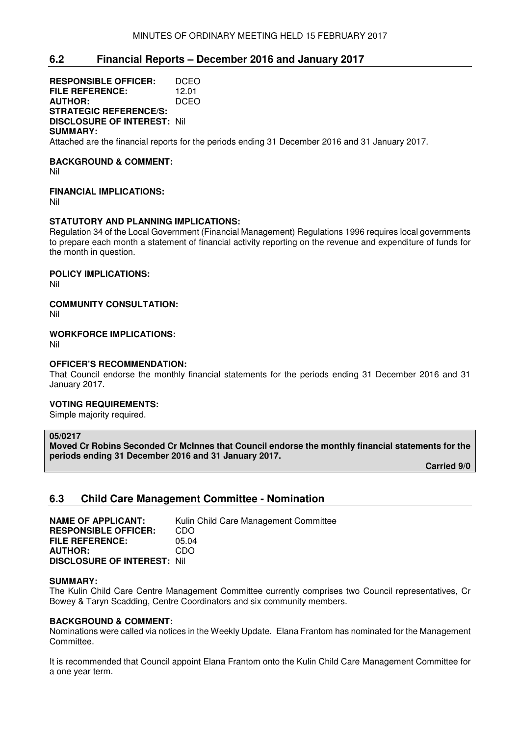## 6.2 Financial Reports – December 2016 and January 2017

**RESPONSIBLE OFFICER:** DCEO
**FILE REFERENCE:** 12.01
**AUTHOR:** DCEO
**STRATEGIC REFERENCE/S:**
**DISCLOSURE OF INTEREST:** Nil
**SUMMARY:**
Attached are the financial reports for the periods ending 31 December 2016 and 31 January 2017.

**BACKGROUND & COMMENT:**
Nil

**FINANCIAL IMPLICATIONS:**
Nil

**STATUTORY AND PLANNING IMPLICATIONS:**
Regulation 34 of the Local Government (Financial Management) Regulations 1996 requires local governments to prepare each month a statement of financial activity reporting on the revenue and expenditure of funds for the month in question.

**POLICY IMPLICATIONS:**
Nil

**COMMUNITY CONSULTATION:**
Nil

**WORKFORCE IMPLICATIONS:**
Nil

**OFFICER'S RECOMMENDATION:**
That Council endorse the monthly financial statements for the periods ending 31 December 2016 and 31 January 2017.

**VOTING REQUIREMENTS:**
Simple majority required.

**05/0217**
**Moved Cr Robins Seconded Cr McInnes that Council endorse the monthly financial statements for the periods ending 31 December 2016 and 31 January 2017.**

**Carried 9/0**

## 6.3 Child Care Management Committee - Nomination

**NAME OF APPLICANT:** Kulin Child Care Management Committee
**RESPONSIBLE OFFICER:** CDO
**FILE REFERENCE:** 05.04
**AUTHOR:** CDO
**DISCLOSURE OF INTEREST:** Nil

**SUMMARY:**
The Kulin Child Care Centre Management Committee currently comprises two Council representatives, Cr Bowey & Taryn Scadding, Centre Coordinators and six community members.

**BACKGROUND & COMMENT:**
Nominations were called via notices in the Weekly Update. Elana Frantom has nominated for the Management Committee.

It is recommended that Council appoint Elana Frantom onto the Kulin Child Care Management Committee for a one year term.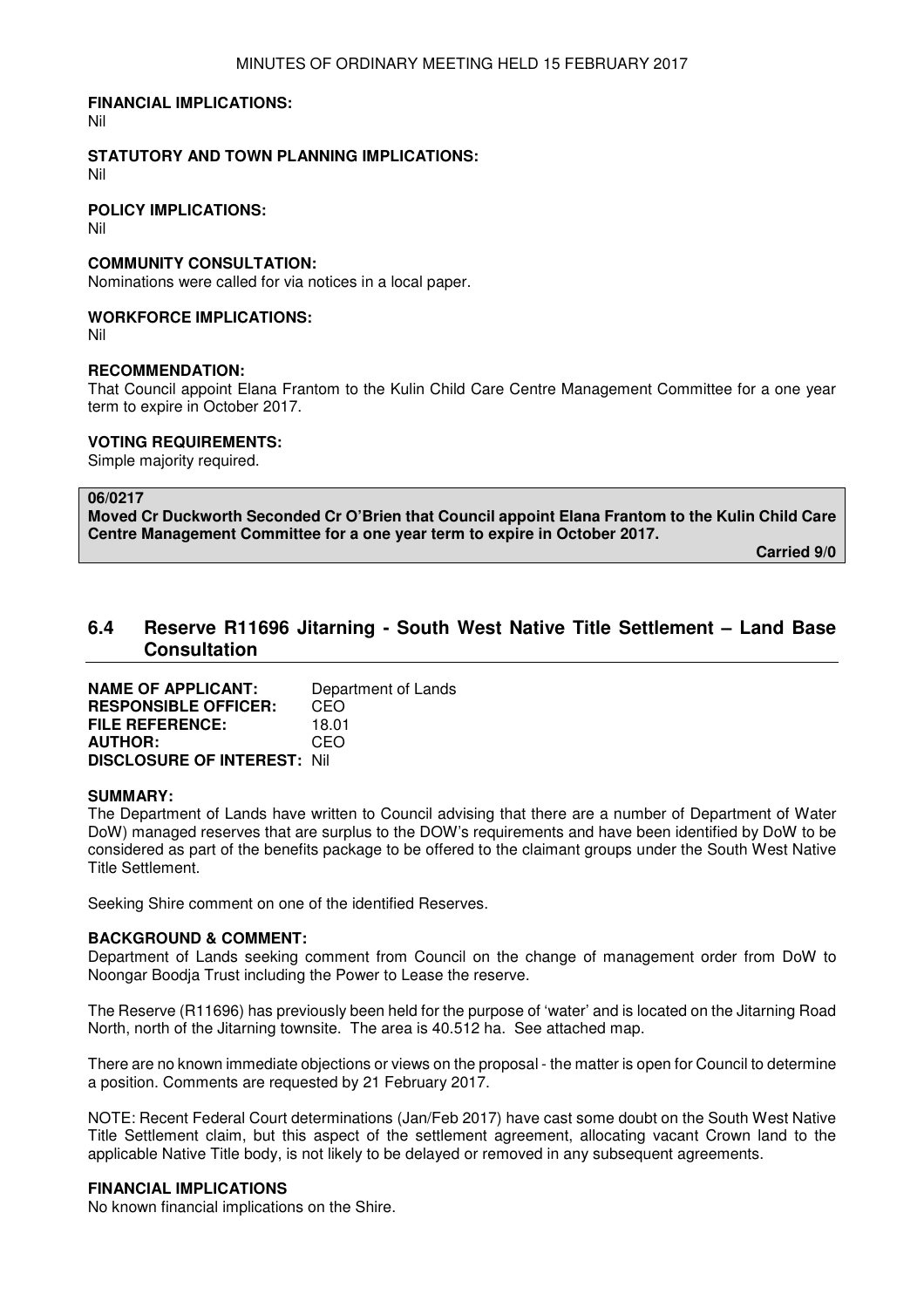**FINANCIAL IMPLICATIONS:**
Nil

**STATUTORY AND TOWN PLANNING IMPLICATIONS:**
Nil

**POLICY IMPLICATIONS:**
Nil

**COMMUNITY CONSULTATION:**
Nominations were called for via notices in a local paper.

**WORKFORCE IMPLICATIONS:**
Nil

**RECOMMENDATION:**
That Council appoint Elana Frantom to the Kulin Child Care Centre Management Committee for a one year term to expire in October 2017.

**VOTING REQUIREMENTS:**
Simple majority required.

**06/0217**
**Moved Cr Duckworth Seconded Cr O'Brien that Council appoint Elana Frantom to the Kulin Child Care Centre Management Committee for a one year term to expire in October 2017.**
**Carried 9/0**

## 6.4 Reserve R11696 Jitarning - South West Native Title Settlement – Land Base Consultation

**NAME OF APPLICANT:** Department of Lands
**RESPONSIBLE OFFICER:** CEO
**FILE REFERENCE:** 18.01
**AUTHOR:** CEO
**DISCLOSURE OF INTEREST:** Nil

**SUMMARY:**
The Department of Lands have written to Council advising that there are a number of Department of Water DoW) managed reserves that are surplus to the DOW's requirements and have been identified by DoW to be considered as part of the benefits package to be offered to the claimant groups under the South West Native Title Settlement.

Seeking Shire comment on one of the identified Reserves.

**BACKGROUND & COMMENT:**
Department of Lands seeking comment from Council on the change of management order from DoW to Noongar Boodja Trust including the Power to Lease the reserve.

The Reserve (R11696) has previously been held for the purpose of 'water' and is located on the Jitarning Road North, north of the Jitarning townsite. The area is 40.512 ha. See attached map.

There are no known immediate objections or views on the proposal - the matter is open for Council to determine a position. Comments are requested by 21 February 2017.

NOTE: Recent Federal Court determinations (Jan/Feb 2017) have cast some doubt on the South West Native Title Settlement claim, but this aspect of the settlement agreement, allocating vacant Crown land to the applicable Native Title body, is not likely to be delayed or removed in any subsequent agreements.

**FINANCIAL IMPLICATIONS**
No known financial implications on the Shire.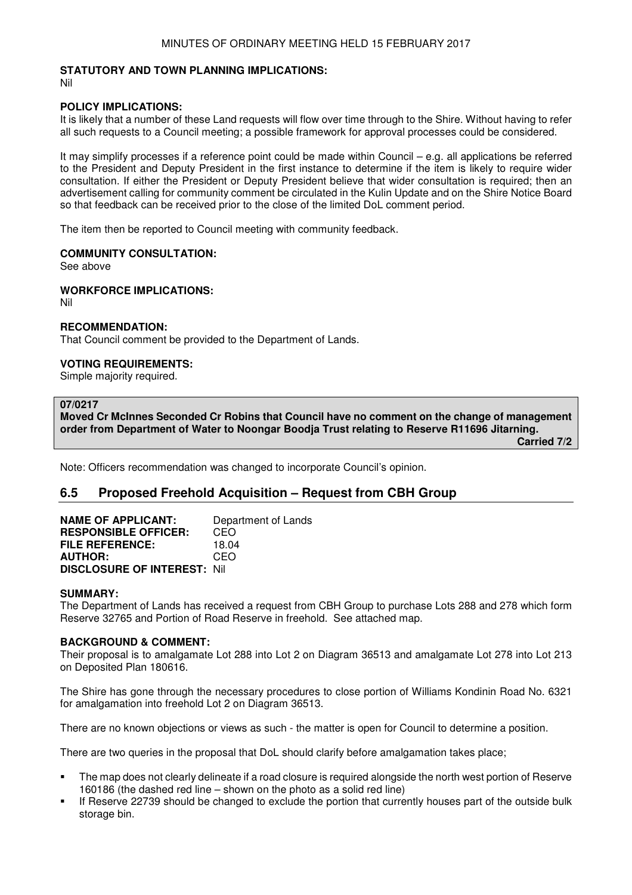**STATUTORY AND TOWN PLANNING IMPLICATIONS:**
Nil

**POLICY IMPLICATIONS:**
It is likely that a number of these Land requests will flow over time through to the Shire. Without having to refer all such requests to a Council meeting; a possible framework for approval processes could be considered.

It may simplify processes if a reference point could be made within Council – e.g. all applications be referred to the President and Deputy President in the first instance to determine if the item is likely to require wider consultation. If either the President or Deputy President believe that wider consultation is required; then an advertisement calling for community comment be circulated in the Kulin Update and on the Shire Notice Board so that feedback can be received prior to the close of the limited DoL comment period.

The item then be reported to Council meeting with community feedback.

**COMMUNITY CONSULTATION:**
See above

**WORKFORCE IMPLICATIONS:**
Nil

**RECOMMENDATION:**
That Council comment be provided to the Department of Lands.

**VOTING REQUIREMENTS:**
Simple majority required.

**07/0217**
**Moved Cr McInnes Seconded Cr Robins that Council have no comment on the change of management order from Department of Water to Noongar Boodja Trust relating to Reserve R11696 Jitarning.**
**Carried 7/2**

Note: Officers recommendation was changed to incorporate Council's opinion.

## 6.5 Proposed Freehold Acquisition – Request from CBH Group

**NAME OF APPLICANT:** Department of Lands
**RESPONSIBLE OFFICER:** CEO
**FILE REFERENCE:** 18.04
**AUTHOR:** CEO
**DISCLOSURE OF INTEREST:** Nil

**SUMMARY:**
The Department of Lands has received a request from CBH Group to purchase Lots 288 and 278 which form Reserve 32765 and Portion of Road Reserve in freehold. See attached map.

**BACKGROUND & COMMENT:**
Their proposal is to amalgamate Lot 288 into Lot 2 on Diagram 36513 and amalgamate Lot 278 into Lot 213 on Deposited Plan 180616.

The Shire has gone through the necessary procedures to close portion of Williams Kondinin Road No. 6321 for amalgamation into freehold Lot 2 on Diagram 36513.

There are no known objections or views as such - the matter is open for Council to determine a position.

There are two queries in the proposal that DoL should clarify before amalgamation takes place;

- The map does not clearly delineate if a road closure is required alongside the north west portion of Reserve 160186 (the dashed red line – shown on the photo as a solid red line)
- If Reserve 22739 should be changed to exclude the portion that currently houses part of the outside bulk storage bin.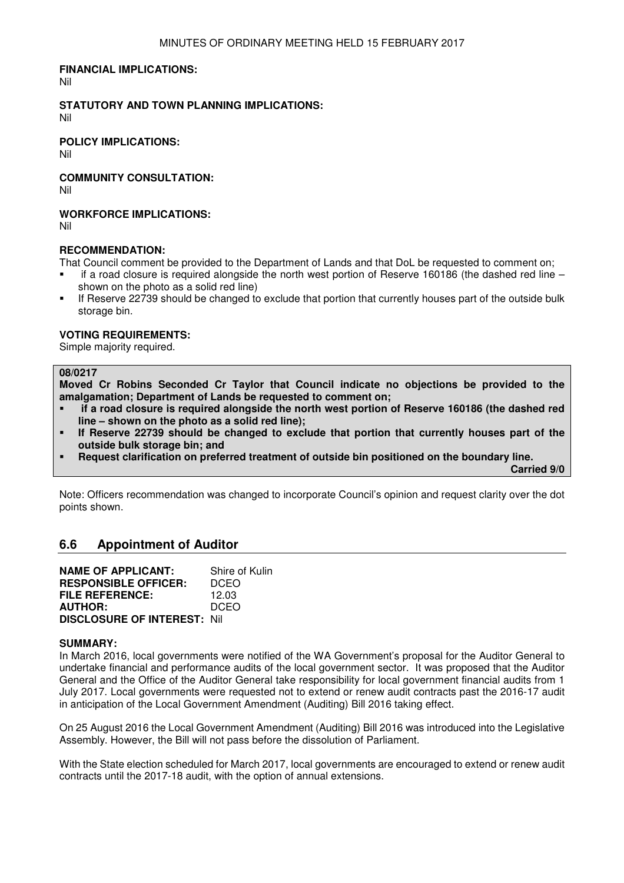**FINANCIAL IMPLICATIONS:**
Nil

**STATUTORY AND TOWN PLANNING IMPLICATIONS:**
Nil

**POLICY IMPLICATIONS:**
Nil

**COMMUNITY CONSULTATION:**
Nil

**WORKFORCE IMPLICATIONS:**
Nil

**RECOMMENDATION:**
That Council comment be provided to the Department of Lands and that DoL be requested to comment on;

- if a road closure is required alongside the north west portion of Reserve 160186 (the dashed red line – shown on the photo as a solid red line)
- If Reserve 22739 should be changed to exclude that portion that currently houses part of the outside bulk storage bin.

**VOTING REQUIREMENTS:**
Simple majority required.

**08/0217**
**Moved Cr Robins Seconded Cr Taylor that Council indicate no objections be provided to the amalgamation; Department of Lands be requested to comment on;**

- **if a road closure is required alongside the north west portion of Reserve 160186 (the dashed red line – shown on the photo as a solid red line);**
- **If Reserve 22739 should be changed to exclude that portion that currently houses part of the outside bulk storage bin; and**
- **Request clarification on preferred treatment of outside bin positioned on the boundary line.**

**Carried 9/0**

Note: Officers recommendation was changed to incorporate Council's opinion and request clarity over the dot points shown.

## 6.6 Appointment of Auditor

**NAME OF APPLICANT:** Shire of Kulin
**RESPONSIBLE OFFICER:** DCEO
**FILE REFERENCE:** 12.03
**AUTHOR:** DCEO
**DISCLOSURE OF INTEREST:** Nil

**SUMMARY:**
In March 2016, local governments were notified of the WA Government's proposal for the Auditor General to undertake financial and performance audits of the local government sector. It was proposed that the Auditor General and the Office of the Auditor General take responsibility for local government financial audits from 1 July 2017. Local governments were requested not to extend or renew audit contracts past the 2016-17 audit in anticipation of the Local Government Amendment (Auditing) Bill 2016 taking effect.

On 25 August 2016 the Local Government Amendment (Auditing) Bill 2016 was introduced into the Legislative Assembly. However, the Bill will not pass before the dissolution of Parliament.

With the State election scheduled for March 2017, local governments are encouraged to extend or renew audit contracts until the 2017-18 audit, with the option of annual extensions.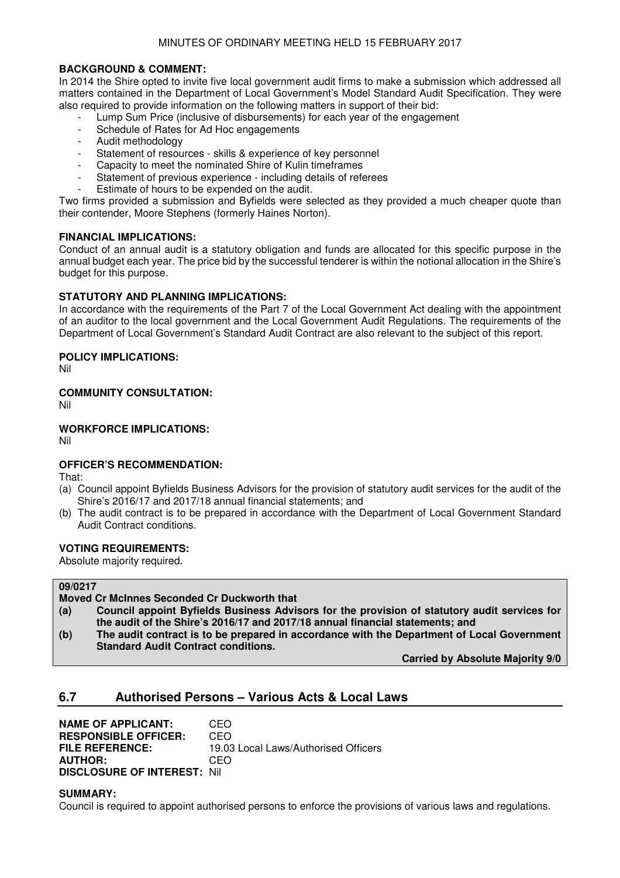**BACKGROUND & COMMENT:**
In 2014 the Shire opted to invite five local government audit firms to make a submission which addressed all matters contained in the Department of Local Government's Model Standard Audit Specification. They were also required to provide information on the following matters in support of their bid:

- Lump Sum Price (inclusive of disbursements) for each year of the engagement
- Schedule of Rates for Ad Hoc engagements
- Audit methodology
- Statement of resources - skills & experience of key personnel
- Capacity to meet the nominated Shire of Kulin timeframes
- Statement of previous experience - including details of referees
- Estimate of hours to be expended on the audit.

Two firms provided a submission and Byfields were selected as they provided a much cheaper quote than their contender, Moore Stephens (formerly Haines Norton).

**FINANCIAL IMPLICATIONS:**
Conduct of an annual audit is a statutory obligation and funds are allocated for this specific purpose in the annual budget each year. The price bid by the successful tenderer is within the notional allocation in the Shire's budget for this purpose.

**STATUTORY AND PLANNING IMPLICATIONS:**
In accordance with the requirements of the Part 7 of the Local Government Act dealing with the appointment of an auditor to the local government and the Local Government Audit Regulations. The requirements of the Department of Local Government's Standard Audit Contract are also relevant to the subject of this report.

**POLICY IMPLICATIONS:**
Nil

**COMMUNITY CONSULTATION:**
Nil

**WORKFORCE IMPLICATIONS:**
Nil

**OFFICER'S RECOMMENDATION:**
That:
(a) Council appoint Byfields Business Advisors for the provision of statutory audit services for the audit of the Shire's 2016/17 and 2017/18 annual financial statements; and
(b) The audit contract is to be prepared in accordance with the Department of Local Government Standard Audit Contract conditions.

**VOTING REQUIREMENTS:**
Absolute majority required.

**09/0217**
**Moved Cr McInnes Seconded Cr Duckworth that**
**(a) Council appoint Byfields Business Advisors for the provision of statutory audit services for the audit of the Shire's 2016/17 and 2017/18 annual financial statements; and**
**(b) The audit contract is to be prepared in accordance with the Department of Local Government Standard Audit Contract conditions.**

**Carried by Absolute Majority 9/0**

## 6.7 Authorised Persons – Various Acts & Local Laws

**NAME OF APPLICANT:** CEO
**RESPONSIBLE OFFICER:** CEO
**FILE REFERENCE:** 19.03 Local Laws/Authorised Officers
**AUTHOR:** CEO
**DISCLOSURE OF INTEREST:** Nil

**SUMMARY:**
Council is required to appoint authorised persons to enforce the provisions of various laws and regulations.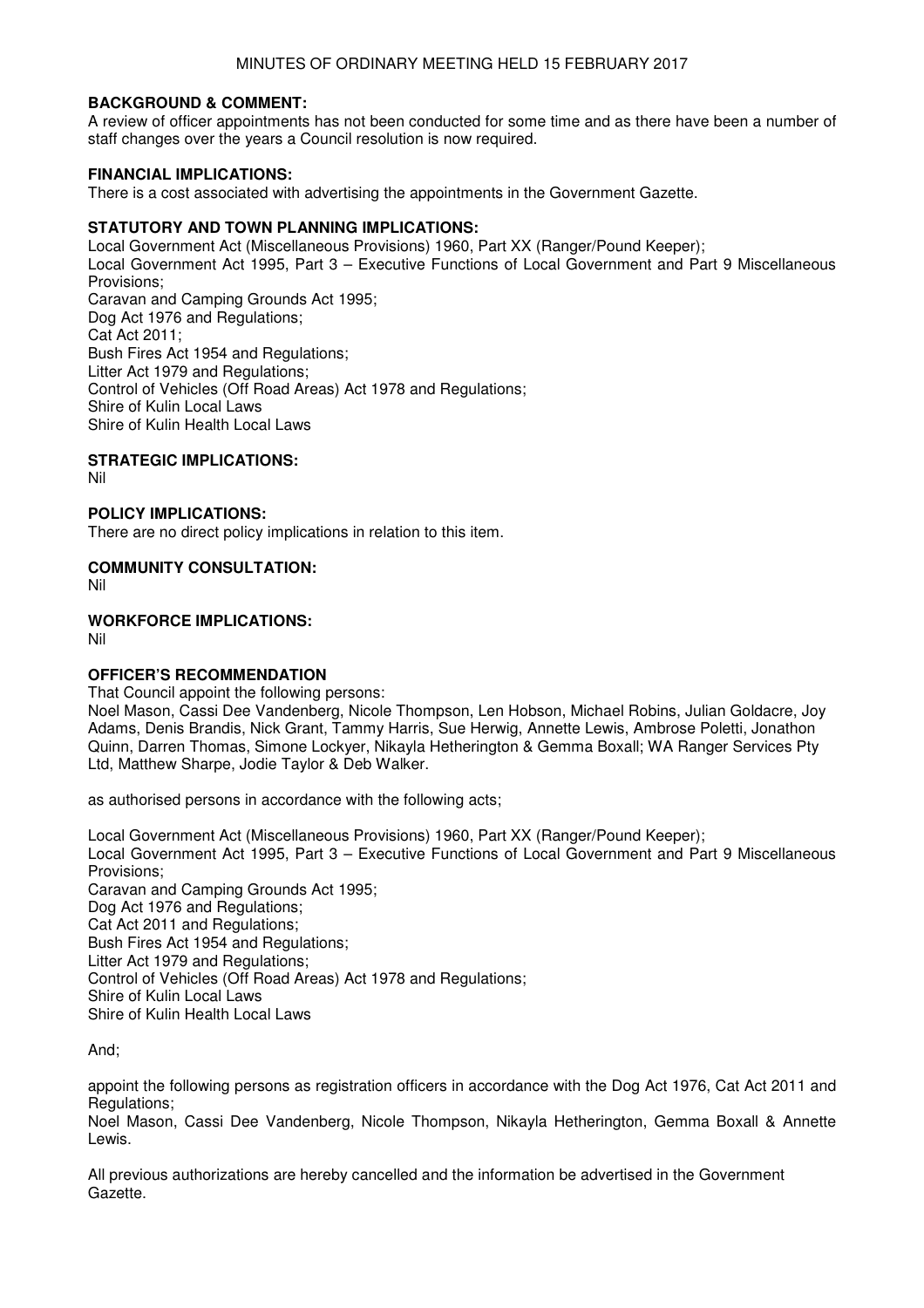**BACKGROUND & COMMENT:**
A review of officer appointments has not been conducted for some time and as there have been a number of staff changes over the years a Council resolution is now required.

**FINANCIAL IMPLICATIONS:**
There is a cost associated with advertising the appointments in the Government Gazette.

**STATUTORY AND TOWN PLANNING IMPLICATIONS:**
Local Government Act (Miscellaneous Provisions) 1960, Part XX (Ranger/Pound Keeper);
Local Government Act 1995, Part 3 – Executive Functions of Local Government and Part 9 Miscellaneous Provisions;
Caravan and Camping Grounds Act 1995;
Dog Act 1976 and Regulations;
Cat Act 2011;
Bush Fires Act 1954 and Regulations;
Litter Act 1979 and Regulations;
Control of Vehicles (Off Road Areas) Act 1978 and Regulations;
Shire of Kulin Local Laws
Shire of Kulin Health Local Laws

**STRATEGIC IMPLICATIONS:**
Nil

**POLICY IMPLICATIONS:**
There are no direct policy implications in relation to this item.

**COMMUNITY CONSULTATION:**
Nil

**WORKFORCE IMPLICATIONS:**
Nil

**OFFICER'S RECOMMENDATION**
That Council appoint the following persons:
Noel Mason, Cassi Dee Vandenberg, Nicole Thompson, Len Hobson, Michael Robins, Julian Goldacre, Joy Adams, Denis Brandis, Nick Grant, Tammy Harris, Sue Herwig, Annette Lewis, Ambrose Poletti, Jonathon Quinn, Darren Thomas, Simone Lockyer, Nikayla Hetherington & Gemma Boxall; WA Ranger Services Pty Ltd, Matthew Sharpe, Jodie Taylor & Deb Walker.

as authorised persons in accordance with the following acts;

Local Government Act (Miscellaneous Provisions) 1960, Part XX (Ranger/Pound Keeper);
Local Government Act 1995, Part 3 – Executive Functions of Local Government and Part 9 Miscellaneous Provisions;
Caravan and Camping Grounds Act 1995;
Dog Act 1976 and Regulations;
Cat Act 2011 and Regulations;
Bush Fires Act 1954 and Regulations;
Litter Act 1979 and Regulations;
Control of Vehicles (Off Road Areas) Act 1978 and Regulations;
Shire of Kulin Local Laws
Shire of Kulin Health Local Laws

And;

appoint the following persons as registration officers in accordance with the Dog Act 1976, Cat Act 2011 and Regulations;
Noel Mason, Cassi Dee Vandenberg, Nicole Thompson, Nikayla Hetherington, Gemma Boxall & Annette Lewis.

All previous authorizations are hereby cancelled and the information be advertised in the Government Gazette.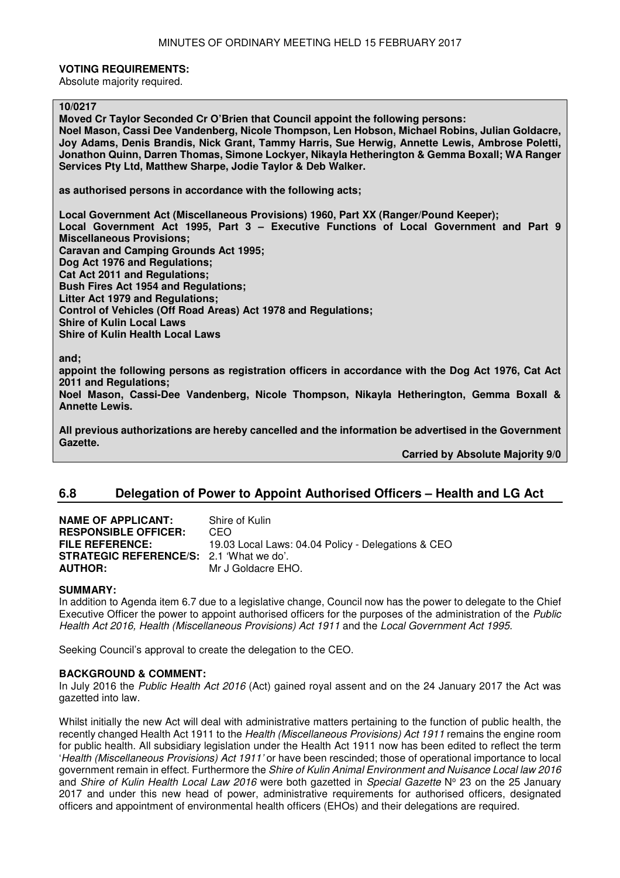**VOTING REQUIREMENTS:**
Absolute majority required.

**10/0217**
**Moved Cr Taylor Seconded Cr O'Brien that Council appoint the following persons:**
**Noel Mason, Cassi Dee Vandenberg, Nicole Thompson, Len Hobson, Michael Robins, Julian Goldacre, Joy Adams, Denis Brandis, Nick Grant, Tammy Harris, Sue Herwig, Annette Lewis, Ambrose Poletti, Jonathon Quinn, Darren Thomas, Simone Lockyer, Nikayla Hetherington & Gemma Boxall; WA Ranger Services Pty Ltd, Matthew Sharpe, Jodie Taylor & Deb Walker.**

**as authorised persons in accordance with the following acts;**

**Local Government Act (Miscellaneous Provisions) 1960, Part XX (Ranger/Pound Keeper);**
**Local Government Act 1995, Part 3 – Executive Functions of Local Government and Part 9 Miscellaneous Provisions;**
**Caravan and Camping Grounds Act 1995;**
**Dog Act 1976 and Regulations;**
**Cat Act 2011 and Regulations;**
**Bush Fires Act 1954 and Regulations;**
**Litter Act 1979 and Regulations;**
**Control of Vehicles (Off Road Areas) Act 1978 and Regulations;**
**Shire of Kulin Local Laws**
**Shire of Kulin Health Local Laws**

**and;**
**appoint the following persons as registration officers in accordance with the Dog Act 1976, Cat Act 2011 and Regulations;**
**Noel Mason, Cassi-Dee Vandenberg, Nicole Thompson, Nikayla Hetherington, Gemma Boxall & Annette Lewis.**

**All previous authorizations are hereby cancelled and the information be advertised in the Government Gazette.**

**Carried by Absolute Majority 9/0**

## 6.8 Delegation of Power to Appoint Authorised Officers – Health and LG Act

**NAME OF APPLICANT:** Shire of Kulin
**RESPONSIBLE OFFICER:** CEO
**FILE REFERENCE:** 19.03 Local Laws: 04.04 Policy - Delegations & CEO
**STRATEGIC REFERENCE/S:** 2.1 'What we do'.
**AUTHOR:** Mr J Goldacre EHO.

**SUMMARY:**
In addition to Agenda item 6.7 due to a legislative change, Council now has the power to delegate to the Chief Executive Officer the power to appoint authorised officers for the purposes of the administration of the *Public Health Act 2016, Health (Miscellaneous Provisions) Act 1911* and the *Local Government Act 1995.*

Seeking Council's approval to create the delegation to the CEO.

**BACKGROUND & COMMENT:**
In July 2016 the *Public Health Act 2016* (Act) gained royal assent and on the 24 January 2017 the Act was gazetted into law.

Whilst initially the new Act will deal with administrative matters pertaining to the function of public health, the recently changed Health Act 1911 to the *Health (Miscellaneous Provisions) Act 1911* remains the engine room for public health. All subsidiary legislation under the Health Act 1911 now has been edited to reflect the term '*Health (Miscellaneous Provisions) Act 1911'* or have been rescinded; those of operational importance to local government remain in effect. Furthermore the *Shire of Kulin Animal Environment and Nuisance Local law 2016* and *Shire of Kulin Health Local Law 2016* were both gazetted in *Special Gazette* Nº 23 on the 25 January 2017 and under this new head of power, administrative requirements for authorised officers, designated officers and appointment of environmental health officers (EHOs) and their delegations are required.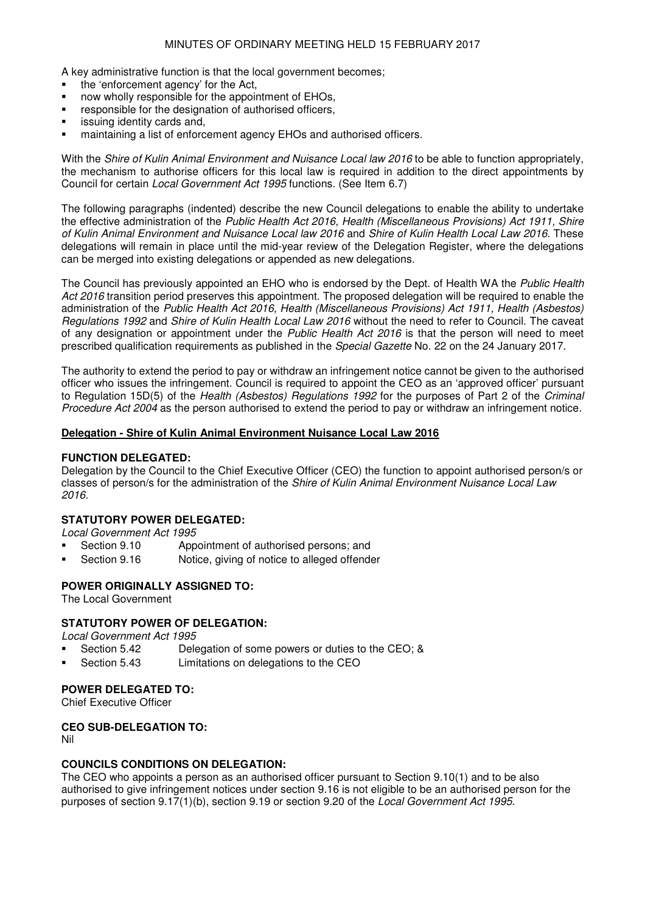A key administrative function is that the local government becomes;

- the 'enforcement agency' for the Act,
- now wholly responsible for the appointment of EHOs,
- responsible for the designation of authorised officers,
- issuing identity cards and,
- maintaining a list of enforcement agency EHOs and authorised officers.

With the *Shire of Kulin Animal Environment and Nuisance Local law 2016* to be able to function appropriately, the mechanism to authorise officers for this local law is required in addition to the direct appointments by Council for certain *Local Government Act 1995* functions. (See Item 6.7)

The following paragraphs (indented) describe the new Council delegations to enable the ability to undertake the effective administration of the *Public Health Act 2016, Health (Miscellaneous Provisions) Act 1911, Shire of Kulin Animal Environment and Nuisance Local law 2016* and *Shire of Kulin Health Local Law 2016*. These delegations will remain in place until the mid-year review of the Delegation Register, where the delegations can be merged into existing delegations or appended as new delegations.

The Council has previously appointed an EHO who is endorsed by the Dept. of Health WA the *Public Health Act 2016* transition period preserves this appointment. The proposed delegation will be required to enable the administration of the *Public Health Act 2016, Health (Miscellaneous Provisions) Act 1911, Health (Asbestos) Regulations 1992* and *Shire of Kulin Health Local Law 2016* without the need to refer to Council. The caveat of any designation or appointment under the *Public Health Act 2016* is that the person will need to meet prescribed qualification requirements as published in the *Special Gazette* No. 22 on the 24 January 2017.

The authority to extend the period to pay or withdraw an infringement notice cannot be given to the authorised officer who issues the infringement. Council is required to appoint the CEO as an 'approved officer' pursuant to Regulation 15D(5) of the *Health (Asbestos) Regulations 1992* for the purposes of Part 2 of the *Criminal Procedure Act 2004* as the person authorised to extend the period to pay or withdraw an infringement notice.

**<u>Delegation - Shire of Kulin Animal Environment Nuisance Local Law 2016</u>**

**FUNCTION DELEGATED:**
Delegation by the Council to the Chief Executive Officer (CEO) the function to appoint authorised person/s or classes of person/s for the administration of the *Shire of Kulin Animal Environment Nuisance Local Law 2016.*

**STATUTORY POWER DELEGATED:**
*Local Government Act 1995*

- Section 9.10 Appointment of authorised persons; and
- Section 9.16 Notice, giving of notice to alleged offender

**POWER ORIGINALLY ASSIGNED TO:**
The Local Government

**STATUTORY POWER OF DELEGATION:**
*Local Government Act 1995*

- Section 5.42 Delegation of some powers or duties to the CEO; &
- Section 5.43 Limitations on delegations to the CEO

**POWER DELEGATED TO:**
Chief Executive Officer

**CEO SUB-DELEGATION TO:**
Nil

**COUNCILS CONDITIONS ON DELEGATION:**
The CEO who appoints a person as an authorised officer pursuant to Section 9.10(1) and to be also authorised to give infringement notices under section 9.16 is not eligible to be an authorised person for the purposes of section 9.17(1)(b), section 9.19 or section 9.20 of the *Local Government Act 1995*.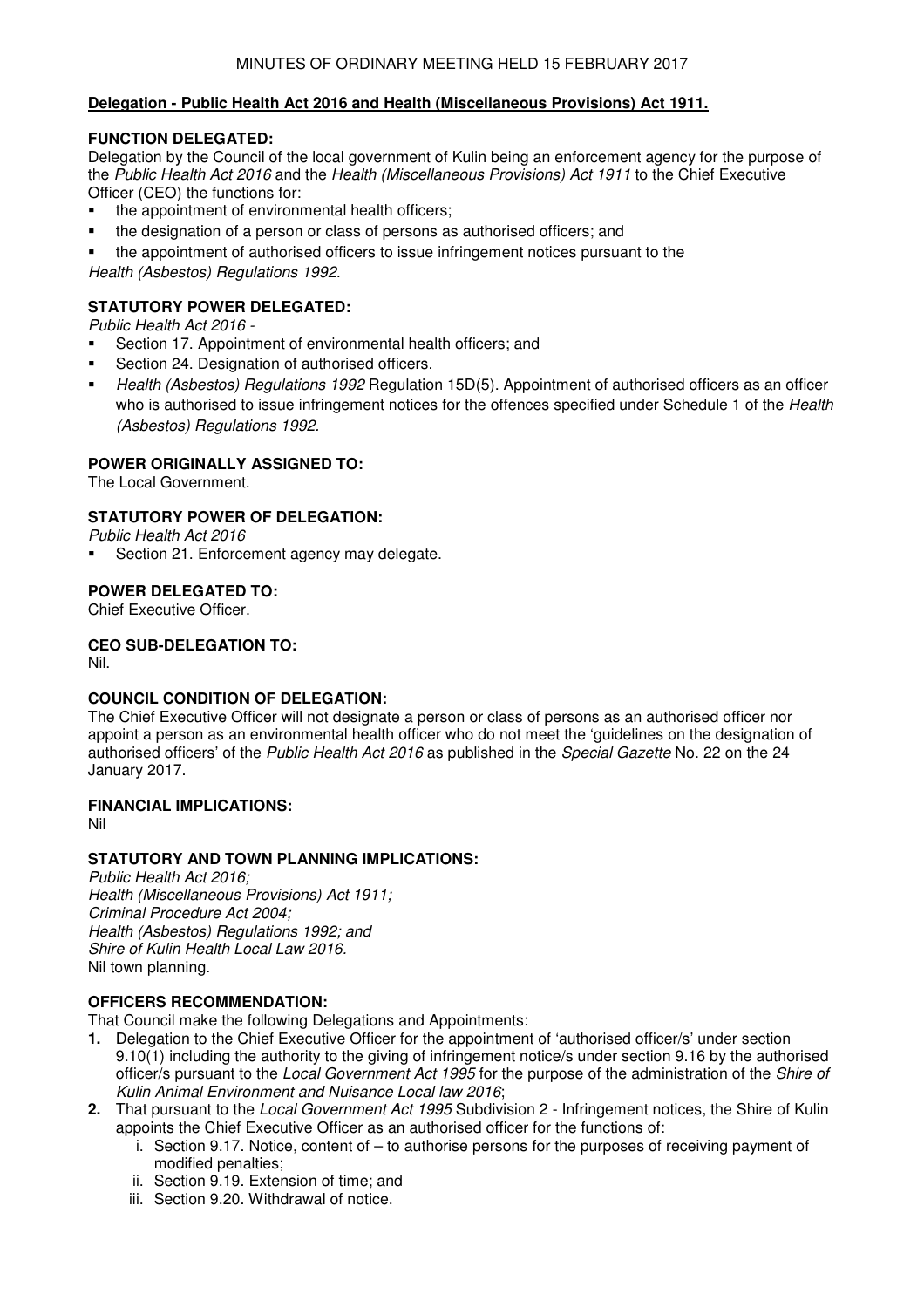MINUTES OF ORDINARY MEETING HELD 15 FEBRUARY 2017

**Delegation - Public Health Act 2016 and Health (Miscellaneous Provisions) Act 1911.**

**FUNCTION DELEGATED:**

Delegation by the Council of the local government of Kulin being an enforcement agency for the purpose of the *Public Health Act 2016* and the *Health (Miscellaneous Provisions) Act 1911* to the Chief Executive Officer (CEO) the functions for:

- the appointment of environmental health officers;
- the designation of a person or class of persons as authorised officers; and
- the appointment of authorised officers to issue infringement notices pursuant to the

*Health (Asbestos) Regulations 1992.*

**STATUTORY POWER DELEGATED:**

*Public Health Act 2016* -

- Section 17. Appointment of environmental health officers; and
- Section 24. Designation of authorised officers.
- *Health (Asbestos) Regulations 1992* Regulation 15D(5). Appointment of authorised officers as an officer who is authorised to issue infringement notices for the offences specified under Schedule 1 of the *Health (Asbestos) Regulations 1992.*

**POWER ORIGINALLY ASSIGNED TO:**

The Local Government.

**STATUTORY POWER OF DELEGATION:**

*Public Health Act 2016*

- Section 21. Enforcement agency may delegate.

**POWER DELEGATED TO:**

Chief Executive Officer.

**CEO SUB-DELEGATION TO:**

Nil.

**COUNCIL CONDITION OF DELEGATION:**

The Chief Executive Officer will not designate a person or class of persons as an authorised officer nor appoint a person as an environmental health officer who do not meet the 'guidelines on the designation of authorised officers' of the *Public Health Act 2016* as published in the *Special Gazette* No. 22 on the 24 January 2017.

**FINANCIAL IMPLICATIONS:**

Nil

**STATUTORY AND TOWN PLANNING IMPLICATIONS:**

*Public Health Act 2016;*
*Health (Miscellaneous Provisions) Act 1911;*
*Criminal Procedure Act 2004;*
*Health (Asbestos) Regulations 1992; and*
*Shire of Kulin Health Local Law 2016.*
Nil town planning.

**OFFICERS RECOMMENDATION:**

That Council make the following Delegations and Appointments:

1. Delegation to the Chief Executive Officer for the appointment of 'authorised officer/s' under section 9.10(1) including the authority to the giving of infringement notice/s under section 9.16 by the authorised officer/s pursuant to the *Local Government Act 1995* for the purpose of the administration of the *Shire of Kulin Animal Environment and Nuisance Local law 2016*;
2. That pursuant to the *Local Government Act 1995* Subdivision 2 - Infringement notices, the Shire of Kulin appoints the Chief Executive Officer as an authorised officer for the functions of:
   i. Section 9.17. Notice, content of – to authorise persons for the purposes of receiving payment of modified penalties;
   ii. Section 9.19. Extension of time; and
   iii. Section 9.20. Withdrawal of notice.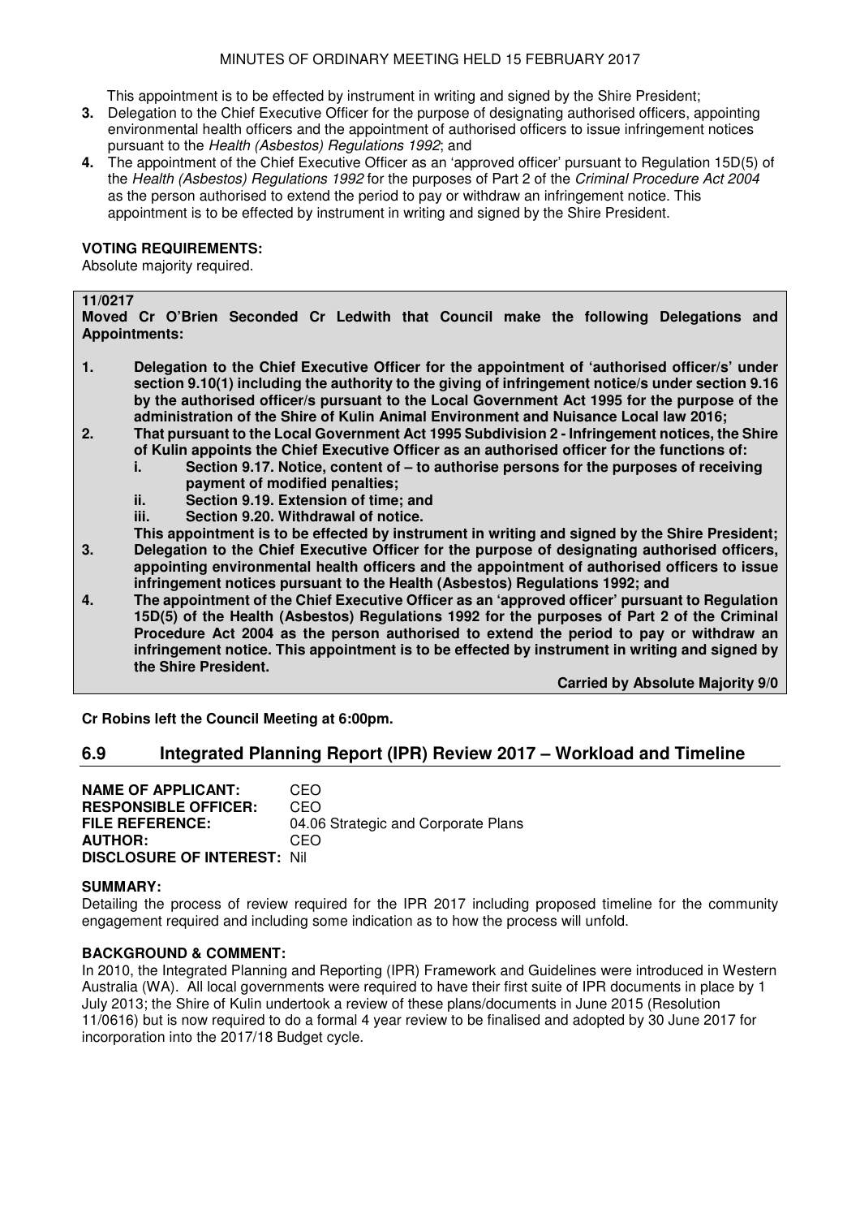This appointment is to be effected by instrument in writing and signed by the Shire President;

3. Delegation to the Chief Executive Officer for the purpose of designating authorised officers, appointing environmental health officers and the appointment of authorised officers to issue infringement notices pursuant to the *Health (Asbestos) Regulations 1992*; and
4. The appointment of the Chief Executive Officer as an 'approved officer' pursuant to Regulation 15D(5) of the *Health (Asbestos) Regulations 1992* for the purposes of Part 2 of the *Criminal Procedure Act 2004* as the person authorised to extend the period to pay or withdraw an infringement notice. This appointment is to be effected by instrument in writing and signed by the Shire President.

**VOTING REQUIREMENTS:**
Absolute majority required.

**11/0217**
**Moved Cr O'Brien Seconded Cr Ledwith that Council make the following Delegations and Appointments:**

1. **Delegation to the Chief Executive Officer for the appointment of 'authorised officer/s' under section 9.10(1) including the authority to the giving of infringement notice/s under section 9.16 by the authorised officer/s pursuant to the Local Government Act 1995 for the purpose of the administration of the Shire of Kulin Animal Environment and Nuisance Local law 2016;**
2. **That pursuant to the Local Government Act 1995 Subdivision 2 - Infringement notices, the Shire of Kulin appoints the Chief Executive Officer as an authorised officer for the functions of:**
   i. **Section 9.17. Notice, content of – to authorise persons for the purposes of receiving payment of modified penalties;**
   ii. **Section 9.19. Extension of time; and**
   iii. **Section 9.20. Withdrawal of notice.**

   **This appointment is to be effected by instrument in writing and signed by the Shire President;**
3. **Delegation to the Chief Executive Officer for the purpose of designating authorised officers, appointing environmental health officers and the appointment of authorised officers to issue infringement notices pursuant to the Health (Asbestos) Regulations 1992; and**
4. **The appointment of the Chief Executive Officer as an 'approved officer' pursuant to Regulation 15D(5) of the Health (Asbestos) Regulations 1992 for the purposes of Part 2 of the Criminal Procedure Act 2004 as the person authorised to extend the period to pay or withdraw an infringement notice. This appointment is to be effected by instrument in writing and signed by the Shire President.**

**Carried by Absolute Majority 9/0**

**Cr Robins left the Council Meeting at 6:00pm.**

## 6.9 Integrated Planning Report (IPR) Review 2017 – Workload and Timeline

**NAME OF APPLICANT:** CEO
**RESPONSIBLE OFFICER:** CEO
**FILE REFERENCE:** 04.06 Strategic and Corporate Plans
**AUTHOR:** CEO
**DISCLOSURE OF INTEREST:** Nil

**SUMMARY:**
Detailing the process of review required for the IPR 2017 including proposed timeline for the community engagement required and including some indication as to how the process will unfold.

**BACKGROUND & COMMENT:**
In 2010, the Integrated Planning and Reporting (IPR) Framework and Guidelines were introduced in Western Australia (WA). All local governments were required to have their first suite of IPR documents in place by 1 July 2013; the Shire of Kulin undertook a review of these plans/documents in June 2015 (Resolution 11/0616) but is now required to do a formal 4 year review to be finalised and adopted by 30 June 2017 for incorporation into the 2017/18 Budget cycle.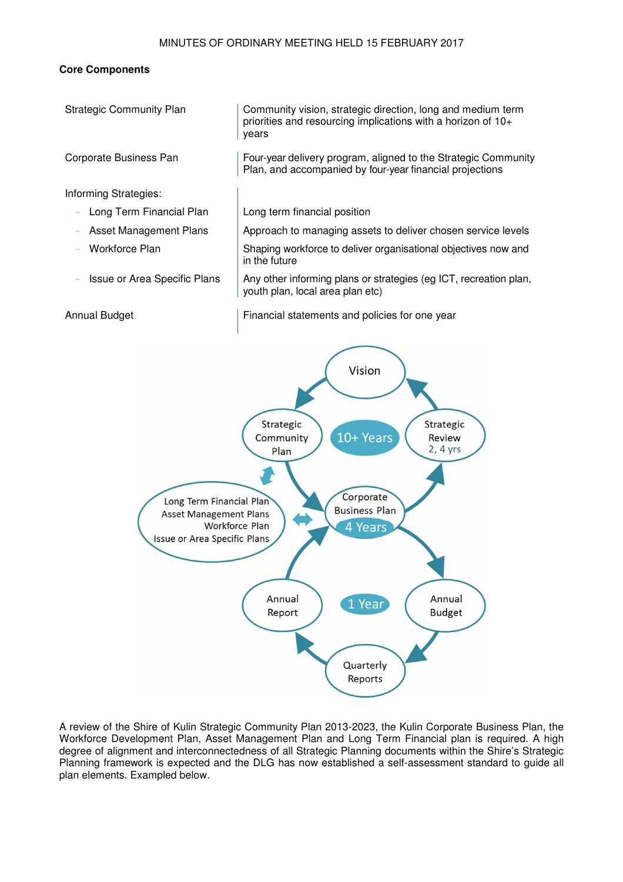**Core Components**

| | |
|---|---|
| Strategic Community Plan | Community vision, strategic direction, long and medium term priorities and resourcing implications with a horizon of 10+ years |
| Corporate Business Pan | Four-year delivery program, aligned to the Strategic Community Plan, and accompanied by four-year financial projections |
| Informing Strategies: | |
| – Long Term Financial Plan | Long term financial position |
| – Asset Management Plans | Approach to managing assets to deliver chosen service levels |
| – Workforce Plan | Shaping workforce to deliver organisational objectives now and in the future |
| – Issue or Area Specific Plans | Any other informing plans or strategies (eg ICT, recreation plan, youth plan, local area plan etc) |
| Annual Budget | Financial statements and policies for one year |

A review of the Shire of Kulin Strategic Community Plan 2013-2023, the Kulin Corporate Business Plan, the Workforce Development Plan, Asset Management Plan and Long Term Financial plan is required. A high degree of alignment and interconnectedness of all Strategic Planning documents within the Shire's Strategic Planning framework is expected and the DLG has now established a self-assessment standard to guide all plan elements. Exampled below.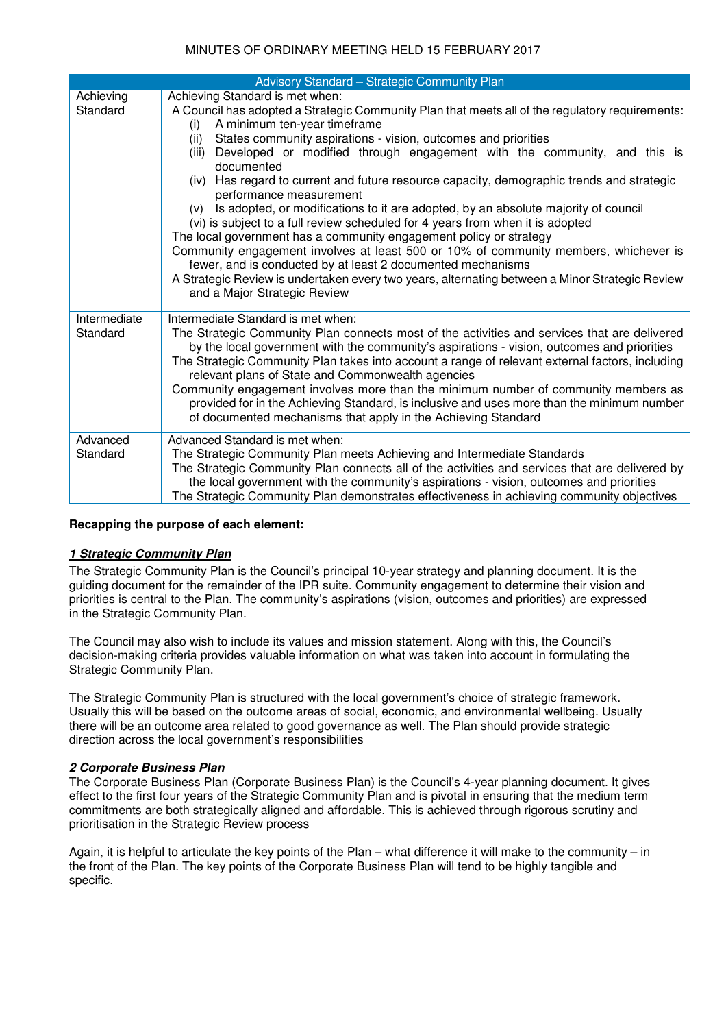| Advisory Standard – Strategic Community Plan | |
|---|---|
| Achieving Standard | Achieving Standard is met when:<br>A Council has adopted a Strategic Community Plan that meets all of the regulatory requirements:<br>(i) A minimum ten-year timeframe<br>(ii) States community aspirations - vision, outcomes and priorities<br>(iii) Developed or modified through engagement with the community, and this is documented<br>(iv) Has regard to current and future resource capacity, demographic trends and strategic performance measurement<br>(v) Is adopted, or modifications to it are adopted, by an absolute majority of council<br>(vi) is subject to a full review scheduled for 4 years from when it is adopted<br>The local government has a community engagement policy or strategy<br>Community engagement involves at least 500 or 10% of community members, whichever is fewer, and is conducted by at least 2 documented mechanisms<br>A Strategic Review is undertaken every two years, alternating between a Minor Strategic Review and a Major Strategic Review |
| Intermediate Standard | Intermediate Standard is met when:<br>The Strategic Community Plan connects most of the activities and services that are delivered by the local government with the community's aspirations - vision, outcomes and priorities<br>The Strategic Community Plan takes into account a range of relevant external factors, including relevant plans of State and Commonwealth agencies<br>Community engagement involves more than the minimum number of community members as provided for in the Achieving Standard, is inclusive and uses more than the minimum number of documented mechanisms that apply in the Achieving Standard |
| Advanced Standard | Advanced Standard is met when:<br>The Strategic Community Plan meets Achieving and Intermediate Standards<br>The Strategic Community Plan connects all of the activities and services that are delivered by the local government with the community's aspirations - vision, outcomes and priorities<br>The Strategic Community Plan demonstrates effectiveness in achieving community objectives |

**Recapping the purpose of each element:**

***1 Strategic Community Plan***

The Strategic Community Plan is the Council's principal 10-year strategy and planning document. It is the guiding document for the remainder of the IPR suite. Community engagement to determine their vision and priorities is central to the Plan. The community's aspirations (vision, outcomes and priorities) are expressed in the Strategic Community Plan.

The Council may also wish to include its values and mission statement. Along with this, the Council's decision-making criteria provides valuable information on what was taken into account in formulating the Strategic Community Plan.

The Strategic Community Plan is structured with the local government's choice of strategic framework. Usually this will be based on the outcome areas of social, economic, and environmental wellbeing. Usually there will be an outcome area related to good governance as well. The Plan should provide strategic direction across the local government's responsibilities

***2 Corporate Business Plan***

The Corporate Business Plan (Corporate Business Plan) is the Council's 4-year planning document. It gives effect to the first four years of the Strategic Community Plan and is pivotal in ensuring that the medium term commitments are both strategically aligned and affordable. This is achieved through rigorous scrutiny and prioritisation in the Strategic Review process

Again, it is helpful to articulate the key points of the Plan – what difference it will make to the community – in the front of the Plan. The key points of the Corporate Business Plan will tend to be highly tangible and specific.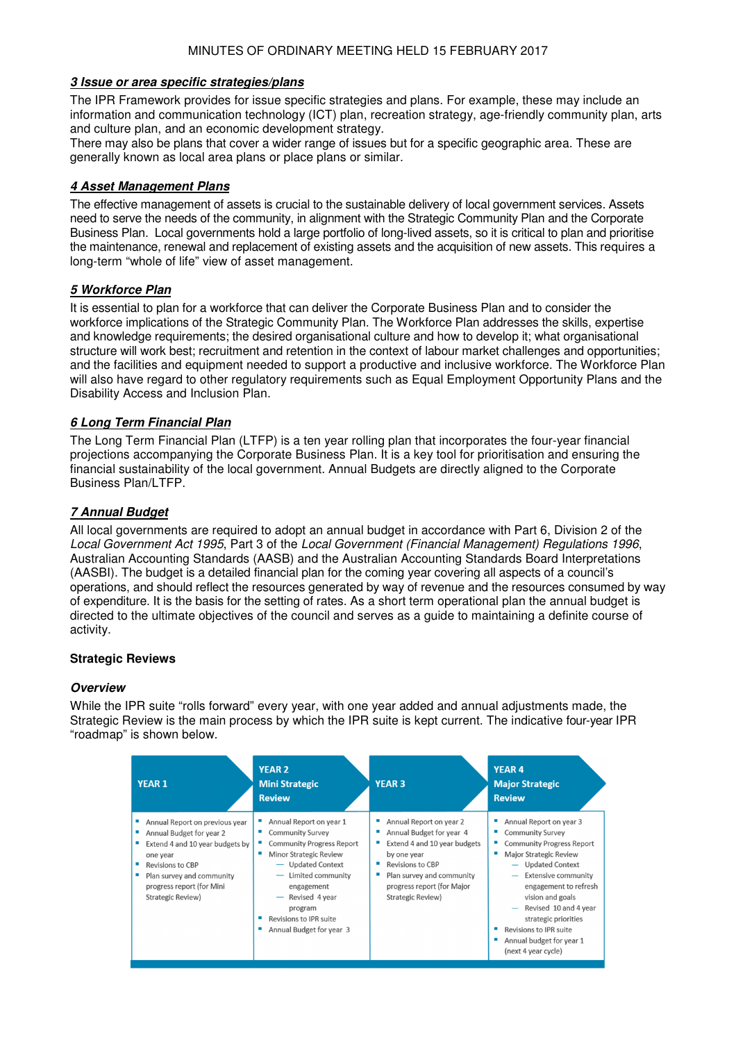### *3 Issue or area specific strategies/plans*

The IPR Framework provides for issue specific strategies and plans. For example, these may include an information and communication technology (ICT) plan, recreation strategy, age-friendly community plan, arts and culture plan, and an economic development strategy.
There may also be plans that cover a wider range of issues but for a specific geographic area. These are generally known as local area plans or place plans or similar.

### *4 Asset Management Plans*

The effective management of assets is crucial to the sustainable delivery of local government services. Assets need to serve the needs of the community, in alignment with the Strategic Community Plan and the Corporate Business Plan. Local governments hold a large portfolio of long-lived assets, so it is critical to plan and prioritise the maintenance, renewal and replacement of existing assets and the acquisition of new assets. This requires a long-term "whole of life" view of asset management.

### *5 Workforce Plan*

It is essential to plan for a workforce that can deliver the Corporate Business Plan and to consider the workforce implications of the Strategic Community Plan. The Workforce Plan addresses the skills, expertise and knowledge requirements; the desired organisational culture and how to develop it; what organisational structure will work best; recruitment and retention in the context of labour market challenges and opportunities; and the facilities and equipment needed to support a productive and inclusive workforce. The Workforce Plan will also have regard to other regulatory requirements such as Equal Employment Opportunity Plans and the Disability Access and Inclusion Plan.

### *6 Long Term Financial Plan*

The Long Term Financial Plan (LTFP) is a ten year rolling plan that incorporates the four-year financial projections accompanying the Corporate Business Plan. It is a key tool for prioritisation and ensuring the financial sustainability of the local government. Annual Budgets are directly aligned to the Corporate Business Plan/LTFP.

### *7 Annual Budget*

All local governments are required to adopt an annual budget in accordance with Part 6, Division 2 of the *Local Government Act 1995*, Part 3 of the *Local Government (Financial Management) Regulations 1996*, Australian Accounting Standards (AASB) and the Australian Accounting Standards Board Interpretations (AASBI). The budget is a detailed financial plan for the coming year covering all aspects of a council's operations, and should reflect the resources generated by way of revenue and the resources consumed by way of expenditure. It is the basis for the setting of rates. As a short term operational plan the annual budget is directed to the ultimate objectives of the council and serves as a guide to maintaining a definite course of activity.

## Strategic Reviews

### *Overview*

While the IPR suite "rolls forward" every year, with one year added and annual adjustments made, the Strategic Review is the main process by which the IPR suite is kept current. The indicative four-year IPR "roadmap" is shown below.

| YEAR 1 | YEAR 2 Mini Strategic Review | YEAR 3 | YEAR 4 Major Strategic Review |
|---|---|---|---|
| • Annual Report on previous year<br>• Annual Budget for year 2<br>• Extend 4 and 10 year budgets by one year<br>• Revisions to CBP<br>• Plan survey and community progress report (for Mini Strategic Review) | • Annual Report on year 1<br>• Community Survey<br>• Community Progress Report<br>• Minor Strategic Review<br>  – Updated Context<br>  – Limited community engagement<br>  – Revised 4 year program<br>• Revisions to IPR suite<br>• Annual Budget for year 3 | • Annual Report on year 2<br>• Annual Budget for year 4<br>• Extend 4 and 10 year budgets by one year<br>• Revisions to CBP<br>• Plan survey and community progress report (for Major Strategic Review) | • Annual Report on year 3<br>• Community Survey<br>• Community Progress Report<br>• Major Strategic Review<br>  – Updated Context<br>  – Extensive community engagement to refresh vision and goals<br>  – Revised 10 and 4 year strategic priorities<br>• Revisions to IPR suite<br>• Annual budget for year 1 (next 4 year cycle) |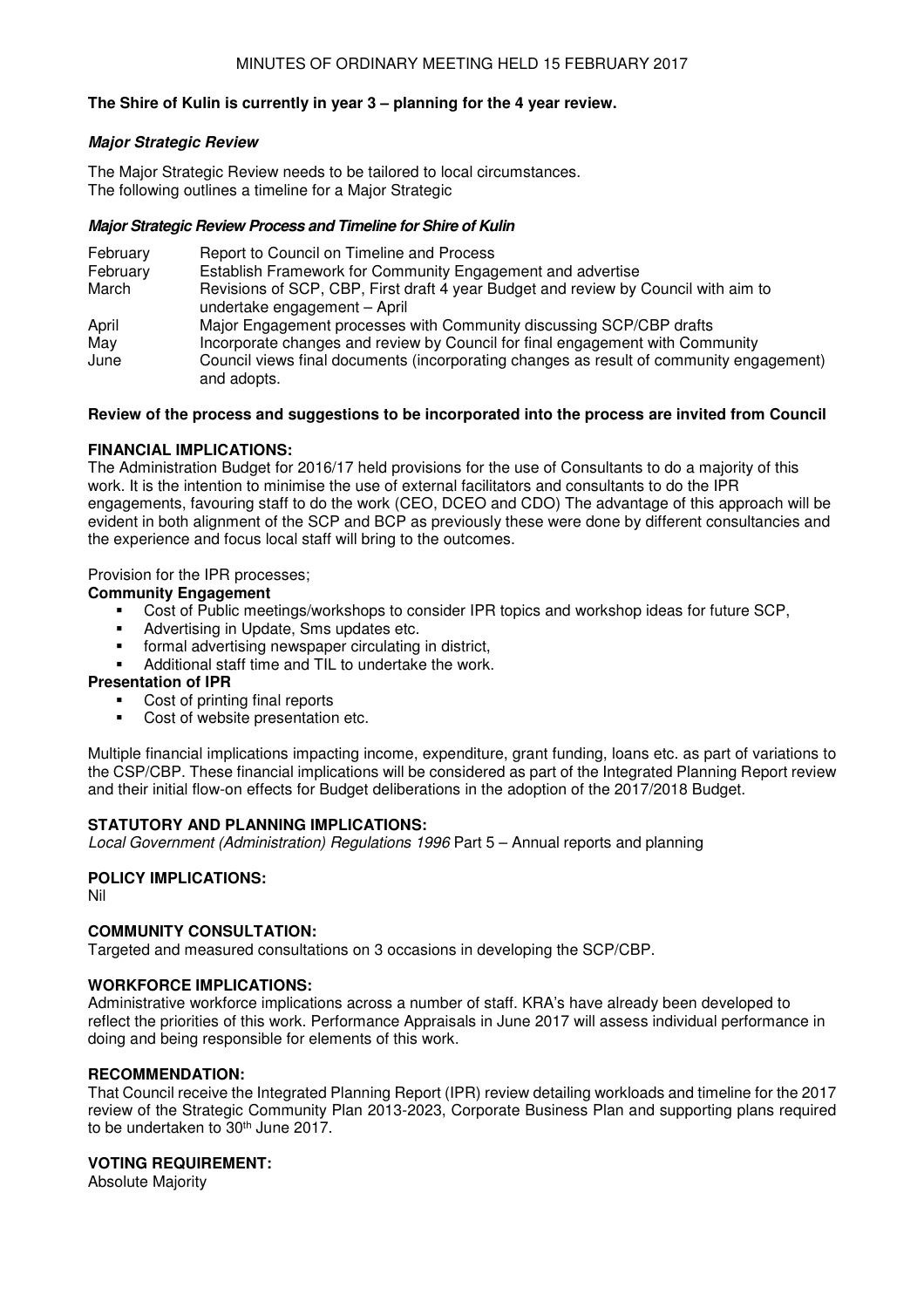**The Shire of Kulin is currently in year 3 – planning for the 4 year review.**

***Major Strategic Review***

The Major Strategic Review needs to be tailored to local circumstances.
The following outlines a timeline for a Major Strategic

***Major Strategic Review Process and Timeline for Shire of Kulin***

| | |
|---|---|
| February | Report to Council on Timeline and Process |
| February | Establish Framework for Community Engagement and advertise |
| March | Revisions of SCP, CBP, First draft 4 year Budget and review by Council with aim to undertake engagement – April |
| April | Major Engagement processes with Community discussing SCP/CBP drafts |
| May | Incorporate changes and review by Council for final engagement with Community |
| June | Council views final documents (incorporating changes as result of community engagement) and adopts. |

**Review of the process and suggestions to be incorporated into the process are invited from Council**

**FINANCIAL IMPLICATIONS:**
The Administration Budget for 2016/17 held provisions for the use of Consultants to do a majority of this work. It is the intention to minimise the use of external facilitators and consultants to do the IPR engagements, favouring staff to do the work (CEO, DCEO and CDO) The advantage of this approach will be evident in both alignment of the SCP and BCP as previously these were done by different consultancies and the experience and focus local staff will bring to the outcomes.

Provision for the IPR processes;

**Community Engagement**

- Cost of Public meetings/workshops to consider IPR topics and workshop ideas for future SCP,
- Advertising in Update, Sms updates etc.
- formal advertising newspaper circulating in district,
- Additional staff time and TIL to undertake the work.

**Presentation of IPR**

- Cost of printing final reports
- Cost of website presentation etc.

Multiple financial implications impacting income, expenditure, grant funding, loans etc. as part of variations to the CSP/CBP. These financial implications will be considered as part of the Integrated Planning Report review and their initial flow-on effects for Budget deliberations in the adoption of the 2017/2018 Budget.

**STATUTORY AND PLANNING IMPLICATIONS:**
*Local Government (Administration) Regulations 1996* Part 5 – Annual reports and planning

**POLICY IMPLICATIONS:**
Nil

**COMMUNITY CONSULTATION:**
Targeted and measured consultations on 3 occasions in developing the SCP/CBP.

**WORKFORCE IMPLICATIONS:**
Administrative workforce implications across a number of staff. KRA's have already been developed to reflect the priorities of this work. Performance Appraisals in June 2017 will assess individual performance in doing and being responsible for elements of this work.

**RECOMMENDATION:**
That Council receive the Integrated Planning Report (IPR) review detailing workloads and timeline for the 2017 review of the Strategic Community Plan 2013-2023, Corporate Business Plan and supporting plans required to be undertaken to 30th June 2017.

**VOTING REQUIREMENT:**
Absolute Majority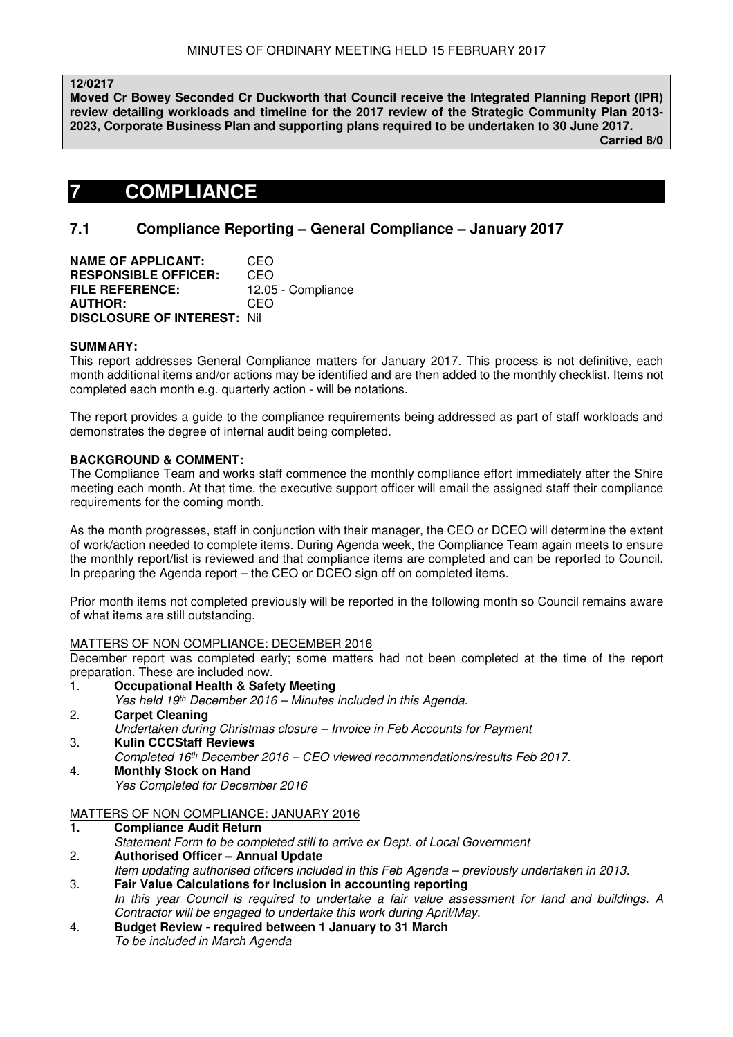**12/0217**
**Moved Cr Bowey Seconded Cr Duckworth that Council receive the Integrated Planning Report (IPR) review detailing workloads and timeline for the 2017 review of the Strategic Community Plan 2013-2023, Corporate Business Plan and supporting plans required to be undertaken to 30 June 2017.**
**Carried 8/0**

# 7 COMPLIANCE

## 7.1 Compliance Reporting – General Compliance – January 2017

**NAME OF APPLICANT:** CEO
**RESPONSIBLE OFFICER:** CEO
**FILE REFERENCE:** 12.05 - Compliance
**AUTHOR:** CEO
**DISCLOSURE OF INTEREST:** Nil

**SUMMARY:**
This report addresses General Compliance matters for January 2017. This process is not definitive, each month additional items and/or actions may be identified and are then added to the monthly checklist. Items not completed each month e.g. quarterly action - will be notations.

The report provides a guide to the compliance requirements being addressed as part of staff workloads and demonstrates the degree of internal audit being completed.

**BACKGROUND & COMMENT:**
The Compliance Team and works staff commence the monthly compliance effort immediately after the Shire meeting each month. At that time, the executive support officer will email the assigned staff their compliance requirements for the coming month.

As the month progresses, staff in conjunction with their manager, the CEO or DCEO will determine the extent of work/action needed to complete items. During Agenda week, the Compliance Team again meets to ensure the monthly report/list is reviewed and that compliance items are completed and can be reported to Council. In preparing the Agenda report – the CEO or DCEO sign off on completed items.

Prior month items not completed previously will be reported in the following month so Council remains aware of what items are still outstanding.

MATTERS OF NON COMPLIANCE: DECEMBER 2016
December report was completed early; some matters had not been completed at the time of the report preparation. These are included now.

1. **Occupational Health & Safety Meeting**
   *Yes held 19th December 2016 – Minutes included in this Agenda.*
2. **Carpet Cleaning**
   *Undertaken during Christmas closure – Invoice in Feb Accounts for Payment*
3. **Kulin CCCStaff Reviews**
   *Completed 16th December 2016 – CEO viewed recommendations/results Feb 2017.*
4. **Monthly Stock on Hand**
   *Yes Completed for December 2016*

MATTERS OF NON COMPLIANCE: JANUARY 2016

1. **Compliance Audit Return**
   *Statement Form to be completed still to arrive ex Dept. of Local Government*
2. **Authorised Officer – Annual Update**
   *Item updating authorised officers included in this Feb Agenda – previously undertaken in 2013.*
3. **Fair Value Calculations for Inclusion in accounting reporting**
   *In this year Council is required to undertake a fair value assessment for land and buildings. A Contractor will be engaged to undertake this work during April/May.*
4. **Budget Review - required between 1 January to 31 March**
   *To be included in March Agenda*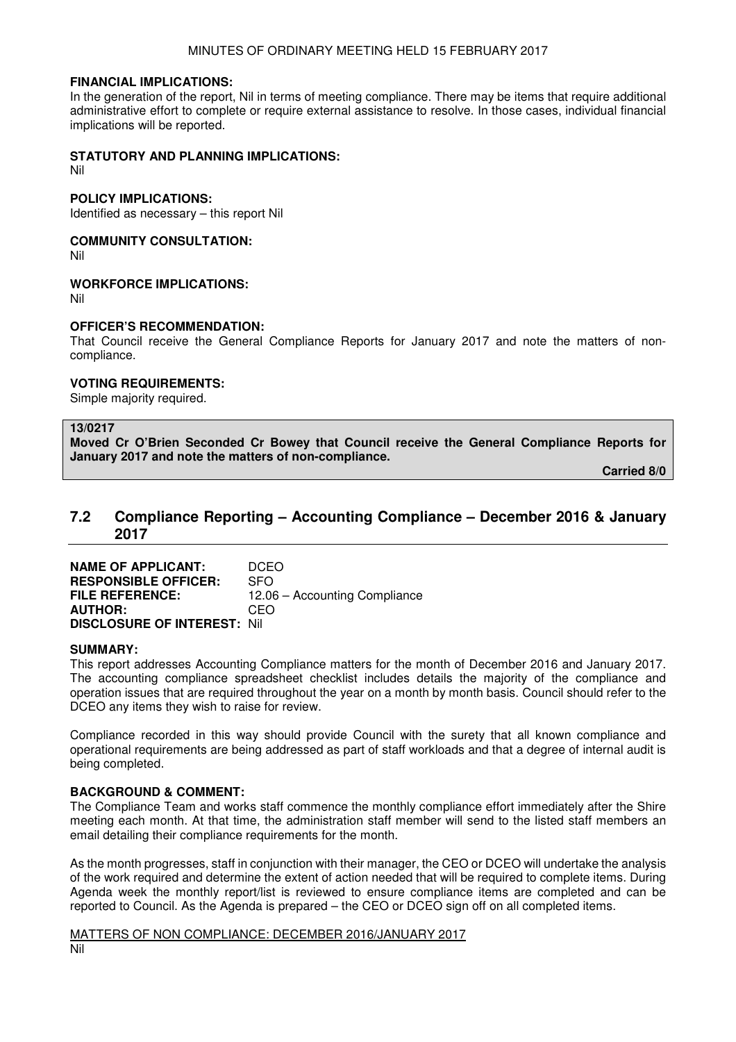**FINANCIAL IMPLICATIONS:**
In the generation of the report, Nil in terms of meeting compliance. There may be items that require additional administrative effort to complete or require external assistance to resolve. In those cases, individual financial implications will be reported.

**STATUTORY AND PLANNING IMPLICATIONS:**
Nil

**POLICY IMPLICATIONS:**
Identified as necessary – this report Nil

**COMMUNITY CONSULTATION:**
Nil

**WORKFORCE IMPLICATIONS:**
Nil

**OFFICER'S RECOMMENDATION:**
That Council receive the General Compliance Reports for January 2017 and note the matters of non-compliance.

**VOTING REQUIREMENTS:**
Simple majority required.

**13/0217**
**Moved Cr O'Brien Seconded Cr Bowey that Council receive the General Compliance Reports for January 2017 and note the matters of non-compliance.**

**Carried 8/0**

## 7.2 Compliance Reporting – Accounting Compliance – December 2016 & January 2017

**NAME OF APPLICANT:** DCEO
**RESPONSIBLE OFFICER:** SFO
**FILE REFERENCE:** 12.06 – Accounting Compliance
**AUTHOR:** CEO
**DISCLOSURE OF INTEREST:** Nil

**SUMMARY:**
This report addresses Accounting Compliance matters for the month of December 2016 and January 2017. The accounting compliance spreadsheet checklist includes details the majority of the compliance and operation issues that are required throughout the year on a month by month basis. Council should refer to the DCEO any items they wish to raise for review.

Compliance recorded in this way should provide Council with the surety that all known compliance and operational requirements are being addressed as part of staff workloads and that a degree of internal audit is being completed.

**BACKGROUND & COMMENT:**
The Compliance Team and works staff commence the monthly compliance effort immediately after the Shire meeting each month. At that time, the administration staff member will send to the listed staff members an email detailing their compliance requirements for the month.

As the month progresses, staff in conjunction with their manager, the CEO or DCEO will undertake the analysis of the work required and determine the extent of action needed that will be required to complete items. During Agenda week the monthly report/list is reviewed to ensure compliance items are completed and can be reported to Council. As the Agenda is prepared – the CEO or DCEO sign off on all completed items.

MATTERS OF NON COMPLIANCE: DECEMBER 2016/JANUARY 2017
Nil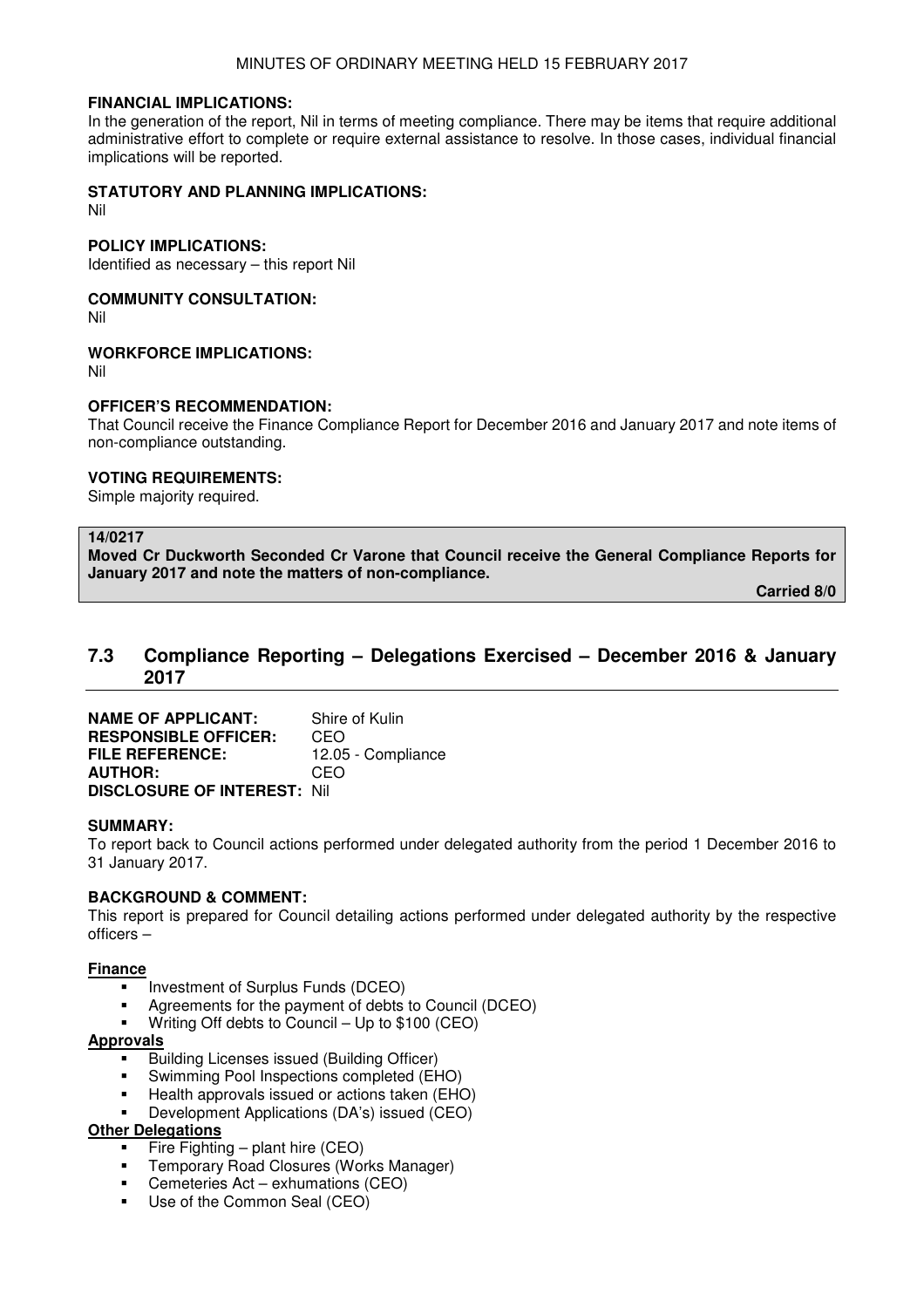**FINANCIAL IMPLICATIONS:**
In the generation of the report, Nil in terms of meeting compliance. There may be items that require additional administrative effort to complete or require external assistance to resolve. In those cases, individual financial implications will be reported.

**STATUTORY AND PLANNING IMPLICATIONS:**
Nil

**POLICY IMPLICATIONS:**
Identified as necessary – this report Nil

**COMMUNITY CONSULTATION:**
Nil

**WORKFORCE IMPLICATIONS:**
Nil

**OFFICER'S RECOMMENDATION:**
That Council receive the Finance Compliance Report for December 2016 and January 2017 and note items of non-compliance outstanding.

**VOTING REQUIREMENTS:**
Simple majority required.

**14/0217**
**Moved Cr Duckworth Seconded Cr Varone that Council receive the General Compliance Reports for January 2017 and note the matters of non-compliance.**

**Carried 8/0**

## 7.3 Compliance Reporting – Delegations Exercised – December 2016 & January 2017

**NAME OF APPLICANT:** Shire of Kulin
**RESPONSIBLE OFFICER:** CEO
**FILE REFERENCE:** 12.05 - Compliance
**AUTHOR:** CEO
**DISCLOSURE OF INTEREST:** Nil

**SUMMARY:**
To report back to Council actions performed under delegated authority from the period 1 December 2016 to 31 January 2017.

**BACKGROUND & COMMENT:**
This report is prepared for Council detailing actions performed under delegated authority by the respective officers –

**Finance**
- Investment of Surplus Funds (DCEO)
- Agreements for the payment of debts to Council (DCEO)
- Writing Off debts to Council – Up to $100 (CEO)

**Approvals**
- Building Licenses issued (Building Officer)
- Swimming Pool Inspections completed (EHO)
- Health approvals issued or actions taken (EHO)
- Development Applications (DA's) issued (CEO)

**Other Delegations**
- Fire Fighting – plant hire (CEO)
- Temporary Road Closures (Works Manager)
- Cemeteries Act – exhumations (CEO)
- Use of the Common Seal (CEO)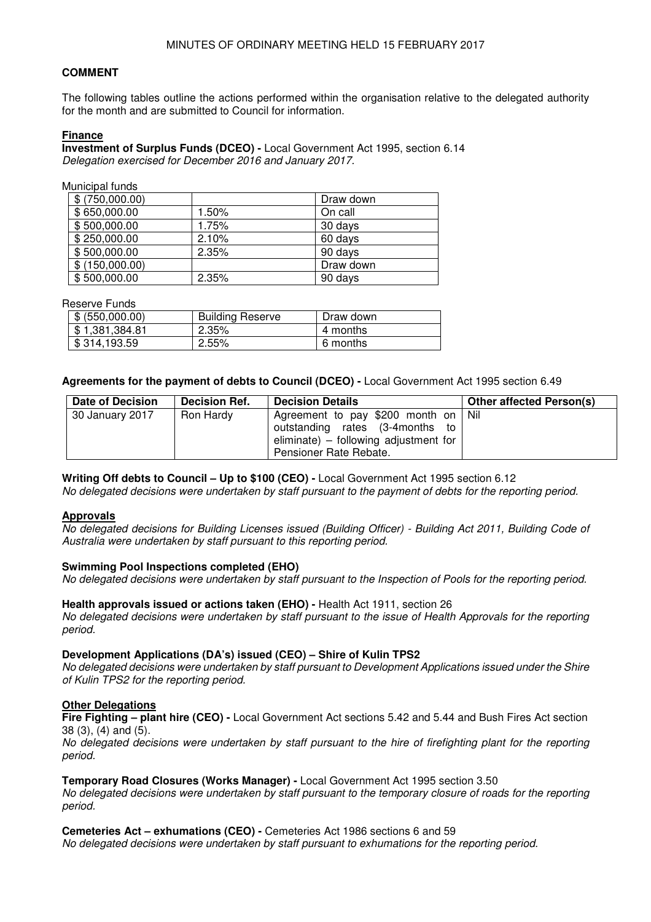**COMMENT**

The following tables outline the actions performed within the organisation relative to the delegated authority for the month and are submitted to Council for information.

**Finance**

**Investment of Surplus Funds (DCEO) -** Local Government Act 1995, section 6.14
*Delegation exercised for December 2016 and January 2017.*

Municipal funds

| | | |
|---|---|---|
| $ (750,000.00) | | Draw down |
| $ 650,000.00 | 1.50% | On call |
| $ 500,000.00 | 1.75% | 30 days |
| $ 250,000.00 | 2.10% | 60 days |
| $ 500,000.00 | 2.35% | 90 days |
| $ (150,000.00) | | Draw down |
| $ 500,000.00 | 2.35% | 90 days |

Reserve Funds

| | | |
|---|---|---|
| $ (550,000.00) | Building Reserve | Draw down |
| $ 1,381,384.81 | 2.35% | 4 months |
| $ 314,193.59 | 2.55% | 6 months |

**Agreements for the payment of debts to Council (DCEO) -** Local Government Act 1995 section 6.49

| Date of Decision | Decision Ref. | Decision Details | Other affected Person(s) |
|---|---|---|---|
| 30 January 2017 | Ron Hardy | Agreement to pay $200 month on outstanding rates (3-4months to eliminate) – following adjustment for Pensioner Rate Rebate. | Nil |

**Writing Off debts to Council – Up to $100 (CEO) -** Local Government Act 1995 section 6.12
*No delegated decisions were undertaken by staff pursuant to the payment of debts for the reporting period.*

**Approvals**

*No delegated decisions for Building Licenses issued (Building Officer) - Building Act 2011, Building Code of Australia were undertaken by staff pursuant to this reporting period.*

**Swimming Pool Inspections completed (EHO)**
*No delegated decisions were undertaken by staff pursuant to the Inspection of Pools for the reporting period.*

**Health approvals issued or actions taken (EHO) -** Health Act 1911, section 26
*No delegated decisions were undertaken by staff pursuant to the issue of Health Approvals for the reporting period.*

**Development Applications (DA's) issued (CEO) – Shire of Kulin TPS2**
*No delegated decisions were undertaken by staff pursuant to Development Applications issued under the Shire of Kulin TPS2 for the reporting period.*

**Other Delegations**

**Fire Fighting – plant hire (CEO) -** Local Government Act sections 5.42 and 5.44 and Bush Fires Act section 38 (3), (4) and (5).
*No delegated decisions were undertaken by staff pursuant to the hire of firefighting plant for the reporting period.*

**Temporary Road Closures (Works Manager) -** Local Government Act 1995 section 3.50
*No delegated decisions were undertaken by staff pursuant to the temporary closure of roads for the reporting period.*

**Cemeteries Act – exhumations (CEO) -** Cemeteries Act 1986 sections 6 and 59
*No delegated decisions were undertaken by staff pursuant to exhumations for the reporting period.*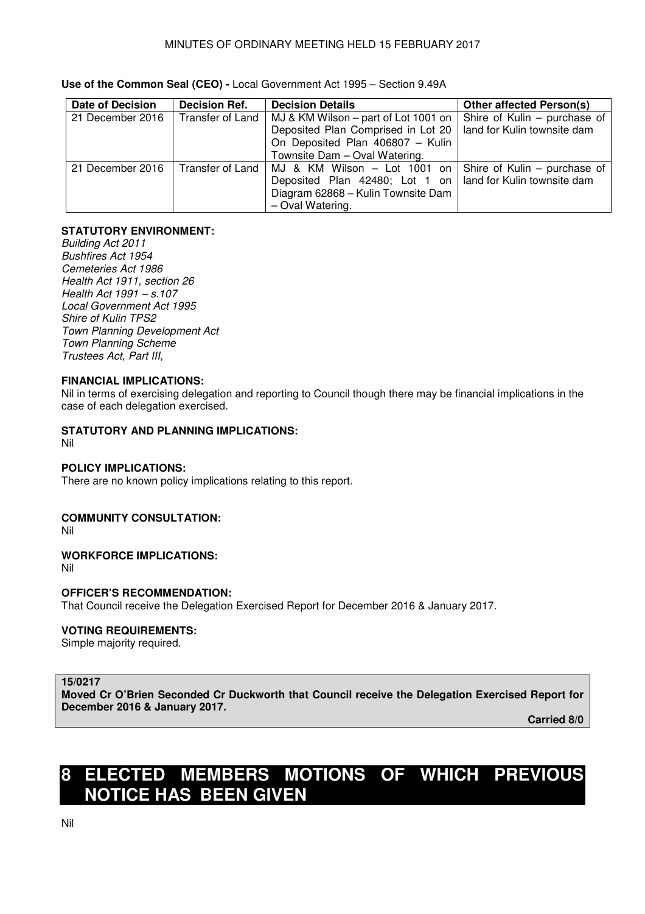**Use of the Common Seal (CEO) -** Local Government Act 1995 – Section 9.49A

| Date of Decision | Decision Ref. | Decision Details | Other affected Person(s) |
|---|---|---|---|
| 21 December 2016 | Transfer of Land | MJ & KM Wilson – part of Lot 1001 on Deposited Plan Comprised in Lot 20 On Deposited Plan 406807 – Kulin Townsite Dam – Oval Watering. | Shire of Kulin – purchase of land for Kulin townsite dam |
| 21 December 2016 | Transfer of Land | MJ & KM Wilson – Lot 1001 on Deposited Plan 42480; Lot 1 on Diagram 62868 – Kulin Townsite Dam – Oval Watering. | Shire of Kulin – purchase of land for Kulin townsite dam |

**STATUTORY ENVIRONMENT:**
*Building Act 2011*
*Bushfires Act 1954*
*Cemeteries Act 1986*
*Health Act 1911, section 26*
*Health Act 1991 – s.107*
*Local Government Act 1995*
*Shire of Kulin TPS2*
*Town Planning Development Act*
*Town Planning Scheme*
*Trustees Act, Part III,*

**FINANCIAL IMPLICATIONS:**
Nil in terms of exercising delegation and reporting to Council though there may be financial implications in the case of each delegation exercised.

**STATUTORY AND PLANNING IMPLICATIONS:**
Nil

**POLICY IMPLICATIONS:**
There are no known policy implications relating to this report.

**COMMUNITY CONSULTATION:**
Nil

**WORKFORCE IMPLICATIONS:**
Nil

**OFFICER'S RECOMMENDATION:**
That Council receive the Delegation Exercised Report for December 2016 & January 2017.

**VOTING REQUIREMENTS:**
Simple majority required.

**15/0217**
**Moved Cr O'Brien Seconded Cr Duckworth that Council receive the Delegation Exercised Report for December 2016 & January 2017.**

**Carried 8/0**

# 8 ELECTED MEMBERS MOTIONS OF WHICH PREVIOUS NOTICE HAS BEEN GIVEN

Nil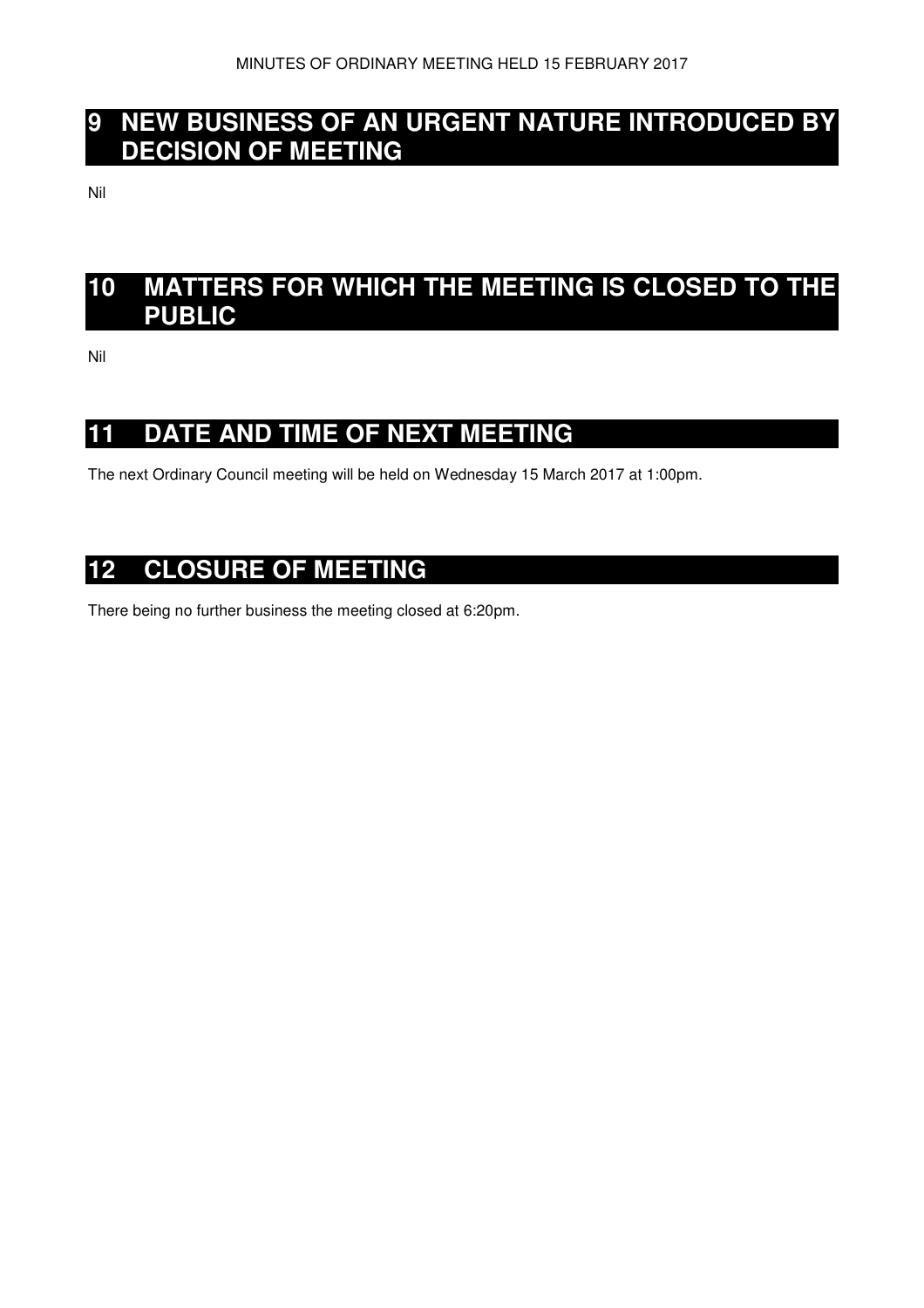## 9 NEW BUSINESS OF AN URGENT NATURE INTRODUCED BY DECISION OF MEETING

Nil

## 10 MATTERS FOR WHICH THE MEETING IS CLOSED TO THE PUBLIC

Nil

## 11 DATE AND TIME OF NEXT MEETING

The next Ordinary Council meeting will be held on Wednesday 15 March 2017 at 1:00pm.

## 12 CLOSURE OF MEETING

There being no further business the meeting closed at 6:20pm.